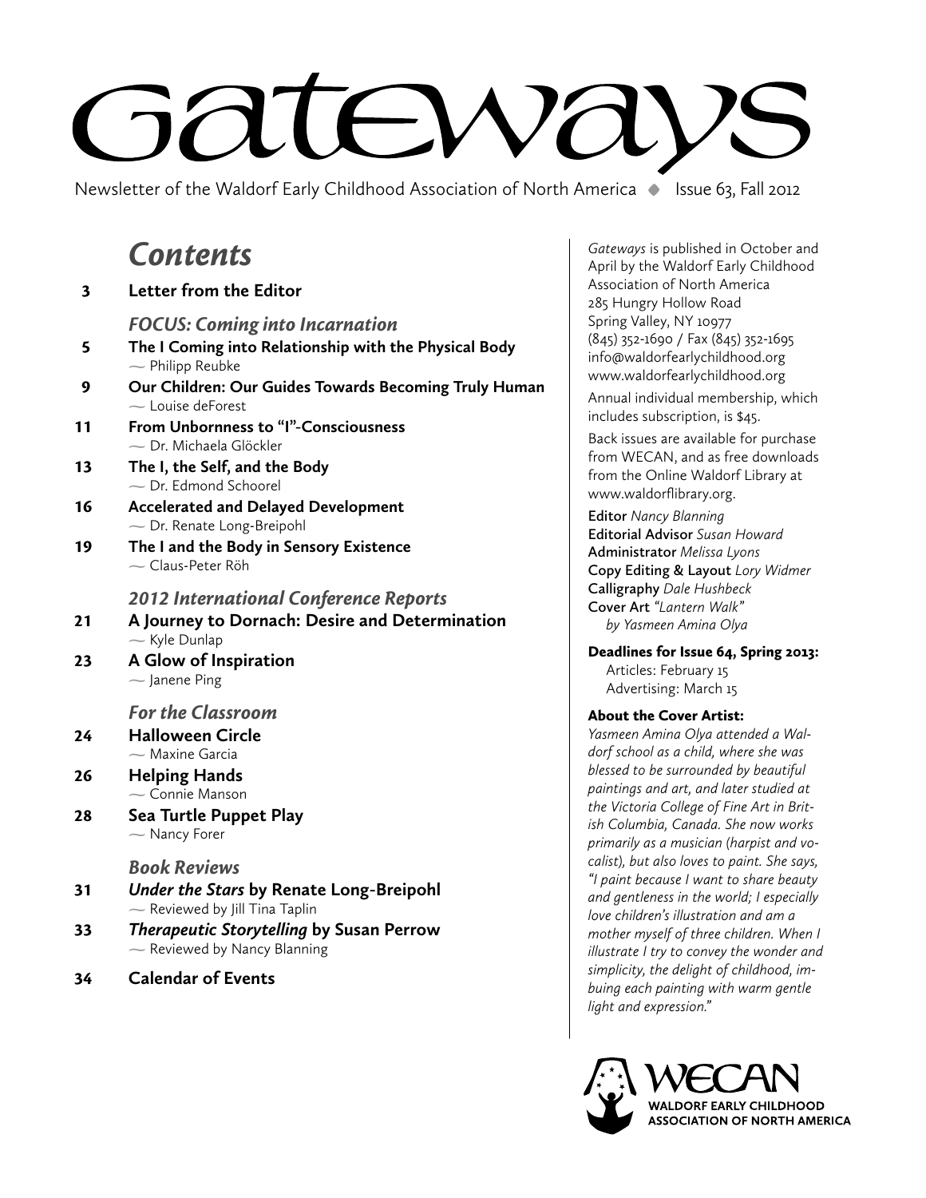# Gateways

Newsletter of the Waldorf Early Childhood Association of North America ◆ Issue 63, Fall 2012

## *Contents*

**3 Letter from the Editor**

### *FOCUS: Coming into Incarnation*

**5 The I Coming into Relationship with the Physical Body**
— Philipp Reubke

**9 Our Children: Our Guides Towards Becoming Truly Human**
— Louise deForest

**11 From Unbornness to "I"-Consciousness**
— Dr. Michaela Glöckler

**13 The I, the Self, and the Body**
— Dr. Edmond Schoorel

**16 Accelerated and Delayed Development**
— Dr. Renate Long-Breipohl

**19 The I and the Body in Sensory Existence**
— Claus-Peter Röh

### *2012 International Conference Reports*

**21 A Journey to Dornach: Desire and Determination**
— Kyle Dunlap

**23 A Glow of Inspiration**
— Janene Ping

### *For the Classroom*

**24 Halloween Circle**
— Maxine Garcia

**26 Helping Hands**
— Connie Manson

**28 Sea Turtle Puppet Play**
— Nancy Forer

### *Book Reviews*

**31 *Under the Stars* by Renate Long-Breipohl**
— Reviewed by Jill Tina Taplin

**33 *Therapeutic Storytelling* by Susan Perrow**
— Reviewed by Nancy Blanning

**34 Calendar of Events**

---

*Gateways* is published in October and April by the Waldorf Early Childhood Association of North America
285 Hungry Hollow Road
Spring Valley, NY 10977
(845) 352-1690 / Fax (845) 352-1695
info@waldorfearlychildhood.org
www.waldorfearlychildhood.org

Annual individual membership, which includes subscription, is $45.

Back issues are available for purchase from WECAN, and as free downloads from the Online Waldorf Library at www.waldorflibrary.org.

**Editor** *Nancy Blanning*
**Editorial Advisor** *Susan Howard*
**Administrator** *Melissa Lyons*
**Copy Editing & Layout** *Lory Widmer*
**Calligraphy** *Dale Hushbeck*
**Cover Art** *"Lantern Walk" by Yasmeen Amina Olya*

**Deadlines for Issue 64, Spring 2013:**
Articles: February 15
Advertising: March 15

**About the Cover Artist:**

*Yasmeen Amina Olya attended a Waldorf school as a child, where she was blessed to be surrounded by beautiful paintings and art, and later studied at the Victoria College of Fine Art in British Columbia, Canada. She now works primarily as a musician (harpist and vocalist), but also loves to paint. She says, "I paint because I want to share beauty and gentleness in the world; I especially love children's illustration and am a mother myself of three children. When I illustrate I try to convey the wonder and simplicity, the delight of childhood, imbuing each painting with warm gentle light and expression."*

WECAN
WALDORF EARLY CHILDHOOD ASSOCIATION OF NORTH AMERICA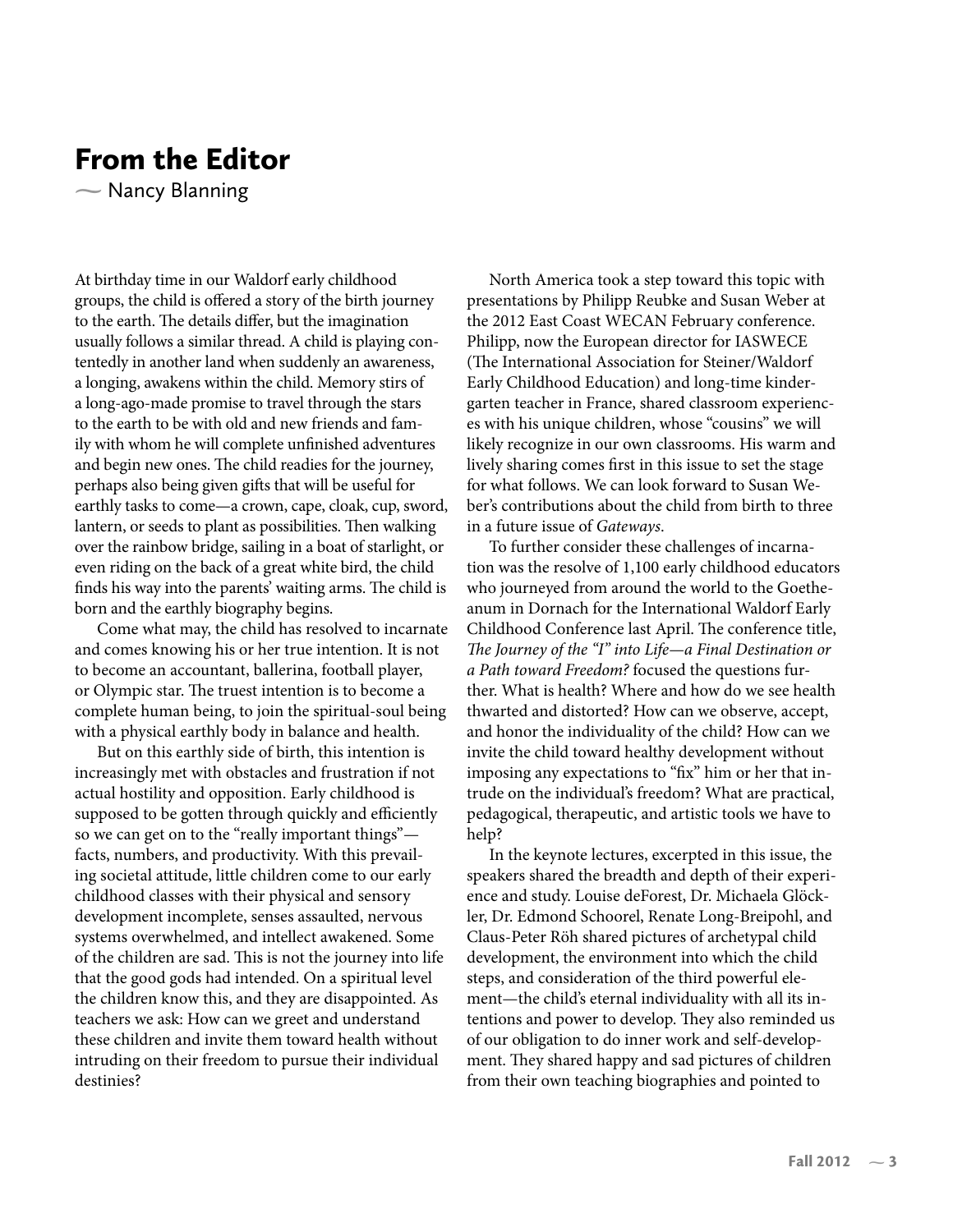# From the Editor

— Nancy Blanning

At birthday time in our Waldorf early childhood groups, the child is offered a story of the birth journey to the earth. The details differ, but the imagination usually follows a similar thread. A child is playing contentedly in another land when suddenly an awareness, a longing, awakens within the child. Memory stirs of a long-ago-made promise to travel through the stars to the earth to be with old and new friends and family with whom he will complete unfinished adventures and begin new ones. The child readies for the journey, perhaps also being given gifts that will be useful for earthly tasks to come—a crown, cape, cloak, cup, sword, lantern, or seeds to plant as possibilities. Then walking over the rainbow bridge, sailing in a boat of starlight, or even riding on the back of a great white bird, the child finds his way into the parents' waiting arms. The child is born and the earthly biography begins.

Come what may, the child has resolved to incarnate and comes knowing his or her true intention. It is not to become an accountant, ballerina, football player, or Olympic star. The truest intention is to become a complete human being, to join the spiritual-soul being with a physical earthly body in balance and health.

But on this earthly side of birth, this intention is increasingly met with obstacles and frustration if not actual hostility and opposition. Early childhood is supposed to be gotten through quickly and efficiently so we can get on to the "really important things"—facts, numbers, and productivity. With this prevailing societal attitude, little children come to our early childhood classes with their physical and sensory development incomplete, senses assaulted, nervous systems overwhelmed, and intellect awakened. Some of the children are sad. This is not the journey into life that the good gods had intended. On a spiritual level the children know this, and they are disappointed. As teachers we ask: How can we greet and understand these children and invite them toward health without intruding on their freedom to pursue their individual destinies?

North America took a step toward this topic with presentations by Philipp Reubke and Susan Weber at the 2012 East Coast WECAN February conference. Philipp, now the European director for IASWECE (The International Association for Steiner/Waldorf Early Childhood Education) and long-time kindergarten teacher in France, shared classroom experiences with his unique children, whose "cousins" we will likely recognize in our own classrooms. His warm and lively sharing comes first in this issue to set the stage for what follows. We can look forward to Susan Weber's contributions about the child from birth to three in a future issue of *Gateways*.

To further consider these challenges of incarnation was the resolve of 1,100 early childhood educators who journeyed from around the world to the Goetheanum in Dornach for the International Waldorf Early Childhood Conference last April. The conference title, *The Journey of the "I" into Life—a Final Destination or a Path toward Freedom?* focused the questions further. What is health? Where and how do we see health thwarted and distorted? How can we observe, accept, and honor the individuality of the child? How can we invite the child toward healthy development without imposing any expectations to "fix" him or her that intrude on the individual's freedom? What are practical, pedagogical, therapeutic, and artistic tools we have to help?

In the keynote lectures, excerpted in this issue, the speakers shared the breadth and depth of their experience and study. Louise deForest, Dr. Michaela Glöckler, Dr. Edmond Schoorel, Renate Long-Breipohl, and Claus-Peter Röh shared pictures of archetypal child development, the environment into which the child steps, and consideration of the third powerful element—the child's eternal individuality with all its intentions and power to develop. They also reminded us of our obligation to do inner work and self-development. They shared happy and sad pictures of children from their own teaching biographies and pointed to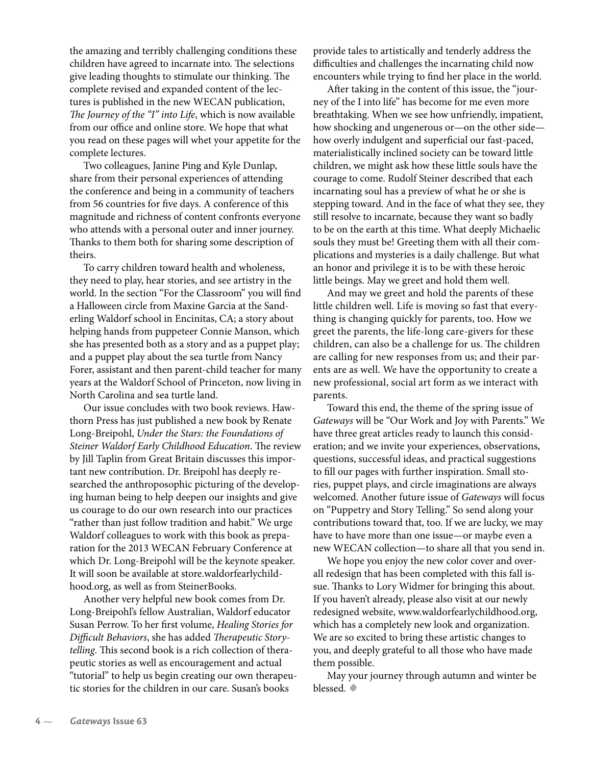the amazing and terribly challenging conditions these children have agreed to incarnate into. The selections give leading thoughts to stimulate our thinking. The complete revised and expanded content of the lectures is published in the new WECAN publication, *The Journey of the "I" into Life*, which is now available from our office and online store. We hope that what you read on these pages will whet your appetite for the complete lectures.

Two colleagues, Janine Ping and Kyle Dunlap, share from their personal experiences of attending the conference and being in a community of teachers from 56 countries for five days. A conference of this magnitude and richness of content confronts everyone who attends with a personal outer and inner journey. Thanks to them both for sharing some description of theirs.

To carry children toward health and wholeness, they need to play, hear stories, and see artistry in the world. In the section "For the Classroom" you will find a Halloween circle from Maxine Garcia at the Sanderling Waldorf school in Encinitas, CA; a story about helping hands from puppeteer Connie Manson, which she has presented both as a story and as a puppet play; and a puppet play about the sea turtle from Nancy Forer, assistant and then parent-child teacher for many years at the Waldorf School of Princeton, now living in North Carolina and sea turtle land.

Our issue concludes with two book reviews. Hawthorn Press has just published a new book by Renate Long-Breipohl, *Under the Stars: the Foundations of Steiner Waldorf Early Childhood Education*. The review by Jill Taplin from Great Britain discusses this important new contribution. Dr. Breipohl has deeply researched the anthroposophic picturing of the developing human being to help deepen our insights and give us courage to do our own research into our practices "rather than just follow tradition and habit." We urge Waldorf colleagues to work with this book as preparation for the 2013 WECAN February Conference at which Dr. Long-Breipohl will be the keynote speaker. It will soon be available at store.waldorfearlychildhood.org, as well as from SteinerBooks.

Another very helpful new book comes from Dr. Long-Breipohl's fellow Australian, Waldorf educator Susan Perrow. To her first volume, *Healing Stories for Difficult Behaviors*, she has added *Therapeutic Storytelling*. This second book is a rich collection of therapeutic stories as well as encouragement and actual "tutorial" to help us begin creating our own therapeutic stories for the children in our care. Susan's books provide tales to artistically and tenderly address the difficulties and challenges the incarnating child now encounters while trying to find her place in the world.

After taking in the content of this issue, the "journey of the I into life" has become for me even more breathtaking. When we see how unfriendly, impatient, how shocking and ungenerous or—on the other side—how overly indulgent and superficial our fast-paced, materialistically inclined society can be toward little children, we might ask how these little souls have the courage to come. Rudolf Steiner described that each incarnating soul has a preview of what he or she is stepping toward. And in the face of what they see, they still resolve to incarnate, because they want so badly to be on the earth at this time. What deeply Michaelic souls they must be! Greeting them with all their complications and mysteries is a daily challenge. But what an honor and privilege it is to be with these heroic little beings. May we greet and hold them well.

And may we greet and hold the parents of these little children well. Life is moving so fast that everything is changing quickly for parents, too. How we greet the parents, the life-long care-givers for these children, can also be a challenge for us. The children are calling for new responses from us; and their parents are as well. We have the opportunity to create a new professional, social art form as we interact with parents.

Toward this end, the theme of the spring issue of *Gateways* will be "Our Work and Joy with Parents." We have three great articles ready to launch this consideration; and we invite your experiences, observations, questions, successful ideas, and practical suggestions to fill our pages with further inspiration. Small stories, puppet plays, and circle imaginations are always welcomed. Another future issue of *Gateways* will focus on "Puppetry and Story Telling." So send along your contributions toward that, too. If we are lucky, we may have to have more than one issue—or maybe even a new WECAN collection—to share all that you send in.

We hope you enjoy the new color cover and overall redesign that has been completed with this fall issue. Thanks to Lory Widmer for bringing this about. If you haven't already, please also visit at our newly redesigned website, www.waldorfearlychildhood.org, which has a completely new look and organization. We are so excited to bring these artistic changes to you, and deeply grateful to all those who have made them possible.

May your journey through autumn and winter be blessed. ◆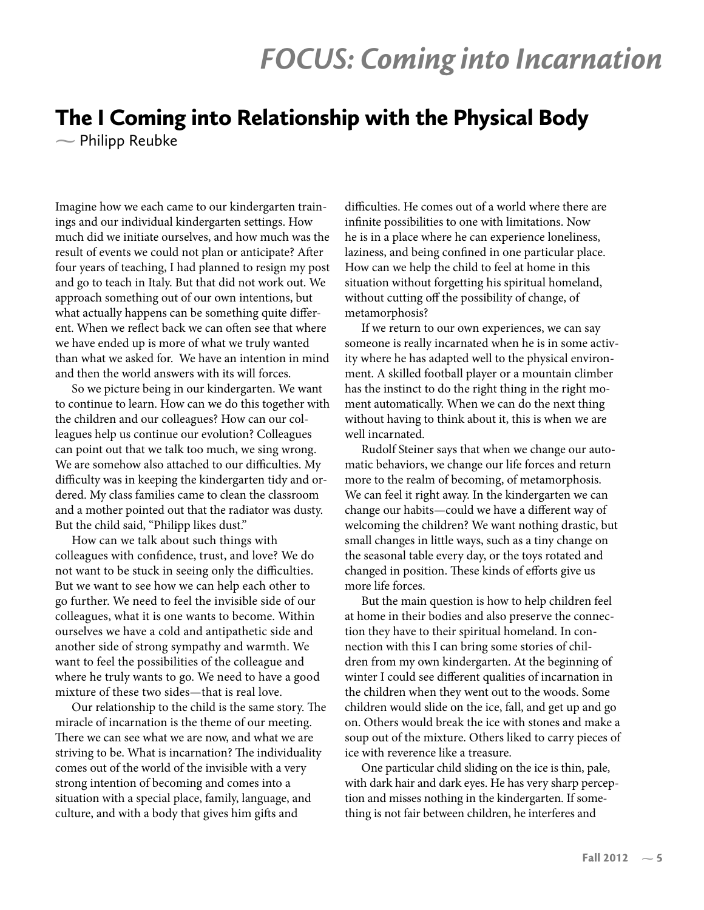# FOCUS: Coming into Incarnation

## The I Coming into Relationship with the Physical Body

~ Philipp Reubke

Imagine how we each came to our kindergarten trainings and our individual kindergarten settings. How much did we initiate ourselves, and how much was the result of events we could not plan or anticipate? After four years of teaching, I had planned to resign my post and go to teach in Italy. But that did not work out. We approach something out of our own intentions, but what actually happens can be something quite different. When we reflect back we can often see that where we have ended up is more of what we truly wanted than what we asked for. We have an intention in mind and then the world answers with its will forces.

So we picture being in our kindergarten. We want to continue to learn. How can we do this together with the children and our colleagues? How can our colleagues help us continue our evolution? Colleagues can point out that we talk too much, we sing wrong. We are somehow also attached to our difficulties. My difficulty was in keeping the kindergarten tidy and ordered. My class families came to clean the classroom and a mother pointed out that the radiator was dusty. But the child said, "Philipp likes dust."

How can we talk about such things with colleagues with confidence, trust, and love? We do not want to be stuck in seeing only the difficulties. But we want to see how we can help each other to go further. We need to feel the invisible side of our colleagues, what it is one wants to become. Within ourselves we have a cold and antipathetic side and another side of strong sympathy and warmth. We want to feel the possibilities of the colleague and where he truly wants to go. We need to have a good mixture of these two sides—that is real love.

Our relationship to the child is the same story. The miracle of incarnation is the theme of our meeting. There we can see what we are now, and what we are striving to be. What is incarnation? The individuality comes out of the world of the invisible with a very strong intention of becoming and comes into a situation with a special place, family, language, and culture, and with a body that gives him gifts and difficulties. He comes out of a world where there are infinite possibilities to one with limitations. Now he is in a place where he can experience loneliness, laziness, and being confined in one particular place. How can we help the child to feel at home in this situation without forgetting his spiritual homeland, without cutting off the possibility of change, of metamorphosis?

If we return to our own experiences, we can say someone is really incarnated when he is in some activity where he has adapted well to the physical environment. A skilled football player or a mountain climber has the instinct to do the right thing in the right moment automatically. When we can do the next thing without having to think about it, this is when we are well incarnated.

Rudolf Steiner says that when we change our automatic behaviors, we change our life forces and return more to the realm of becoming, of metamorphosis. We can feel it right away. In the kindergarten we can change our habits—could we have a different way of welcoming the children? We want nothing drastic, but small changes in little ways, such as a tiny change on the seasonal table every day, or the toys rotated and changed in position. These kinds of efforts give us more life forces.

But the main question is how to help children feel at home in their bodies and also preserve the connection they have to their spiritual homeland. In connection with this I can bring some stories of children from my own kindergarten. At the beginning of winter I could see different qualities of incarnation in the children when they went out to the woods. Some children would slide on the ice, fall, and get up and go on. Others would break the ice with stones and make a soup out of the mixture. Others liked to carry pieces of ice with reverence like a treasure.

One particular child sliding on the ice is thin, pale, with dark hair and dark eyes. He has very sharp perception and misses nothing in the kindergarten. If something is not fair between children, he interferes and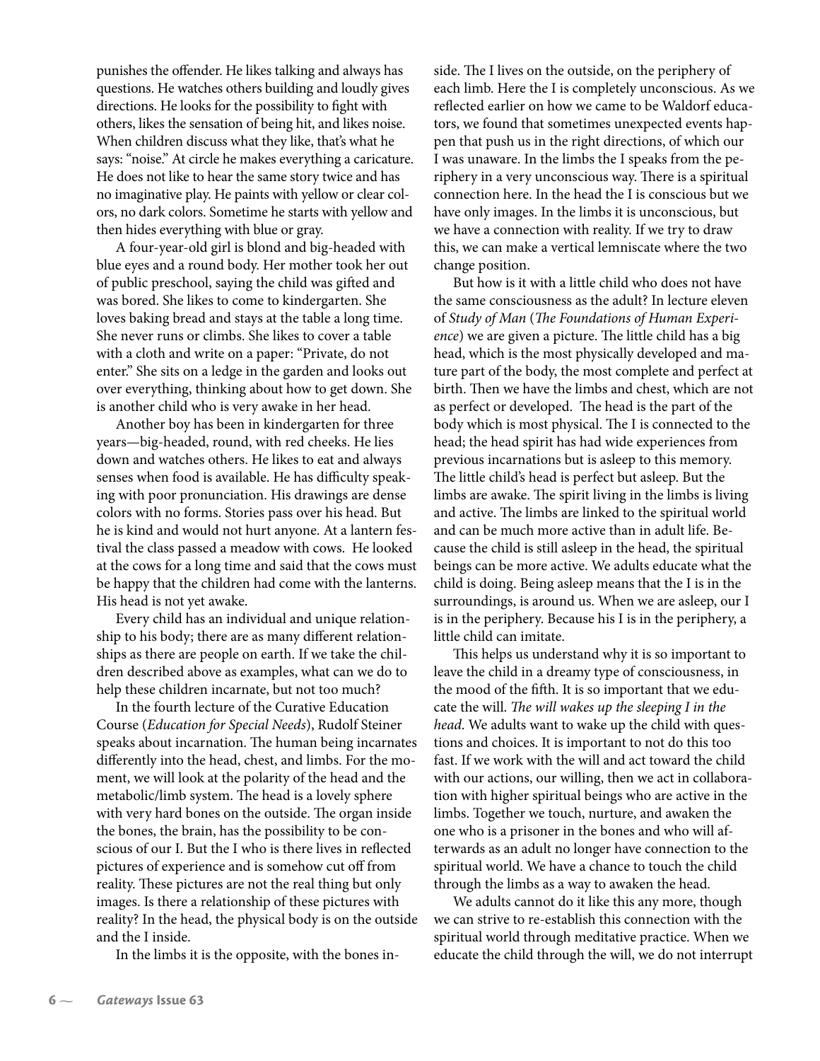punishes the offender. He likes talking and always has questions. He watches others building and loudly gives directions. He looks for the possibility to fight with others, likes the sensation of being hit, and likes noise. When children discuss what they like, that's what he says: "noise." At circle he makes everything a caricature. He does not like to hear the same story twice and has no imaginative play. He paints with yellow or clear colors, no dark colors. Sometime he starts with yellow and then hides everything with blue or gray.

A four-year-old girl is blond and big-headed with blue eyes and a round body. Her mother took her out of public preschool, saying the child was gifted and was bored. She likes to come to kindergarten. She loves baking bread and stays at the table a long time. She never runs or climbs. She likes to cover a table with a cloth and write on a paper: "Private, do not enter." She sits on a ledge in the garden and looks out over everything, thinking about how to get down. She is another child who is very awake in her head.

Another boy has been in kindergarten for three years—big-headed, round, with red cheeks. He lies down and watches others. He likes to eat and always senses when food is available. He has difficulty speaking with poor pronunciation. His drawings are dense colors with no forms. Stories pass over his head. But he is kind and would not hurt anyone. At a lantern festival the class passed a meadow with cows. He looked at the cows for a long time and said that the cows must be happy that the children had come with the lanterns. His head is not yet awake.

Every child has an individual and unique relationship to his body; there are as many different relationships as there are people on earth. If we take the children described above as examples, what can we do to help these children incarnate, but not too much?

In the fourth lecture of the Curative Education Course (*Education for Special Needs*), Rudolf Steiner speaks about incarnation. The human being incarnates differently into the head, chest, and limbs. For the moment, we will look at the polarity of the head and the metabolic/limb system. The head is a lovely sphere with very hard bones on the outside. The organ inside the bones, the brain, has the possibility to be conscious of our I. But the I who is there lives in reflected pictures of experience and is somehow cut off from reality. These pictures are not the real thing but only images. Is there a relationship of these pictures with reality? In the head, the physical body is on the outside and the I inside.

In the limbs it is the opposite, with the bones inside. The I lives on the outside, on the periphery of each limb. Here the I is completely unconscious. As we reflected earlier on how we came to be Waldorf educators, we found that sometimes unexpected events happen that push us in the right directions, of which our I was unaware. In the limbs the I speaks from the periphery in a very unconscious way. There is a spiritual connection here. In the head the I is conscious but we have only images. In the limbs it is unconscious, but we have a connection with reality. If we try to draw this, we can make a vertical lemniscate where the two change position.

But how is it with a little child who does not have the same consciousness as the adult? In lecture eleven of *Study of Man* (*The Foundations of Human Experience*) we are given a picture. The little child has a big head, which is the most physically developed and mature part of the body, the most complete and perfect at birth. Then we have the limbs and chest, which are not as perfect or developed. The head is the part of the body which is most physical. The I is connected to the head; the head spirit has had wide experiences from previous incarnations but is asleep to this memory. The little child's head is perfect but asleep. But the limbs are awake. The spirit living in the limbs is living and active. The limbs are linked to the spiritual world and can be much more active than in adult life. Because the child is still asleep in the head, the spiritual beings can be more active. We adults educate what the child is doing. Being asleep means that the I is in the surroundings, is around us. When we are asleep, our I is in the periphery. Because his I is in the periphery, a little child can imitate.

This helps us understand why it is so important to leave the child in a dreamy type of consciousness, in the mood of the fifth. It is so important that we educate the will. *The will wakes up the sleeping I in the head.* We adults want to wake up the child with questions and choices. It is important to not do this too fast. If we work with the will and act toward the child with our actions, our willing, then we act in collaboration with higher spiritual beings who are active in the limbs. Together we touch, nurture, and awaken the one who is a prisoner in the bones and who will afterwards as an adult no longer have connection to the spiritual world. We have a chance to touch the child through the limbs as a way to awaken the head.

We adults cannot do it like this any more, though we can strive to re-establish this connection with the spiritual world through meditative practice. When we educate the child through the will, we do not interrupt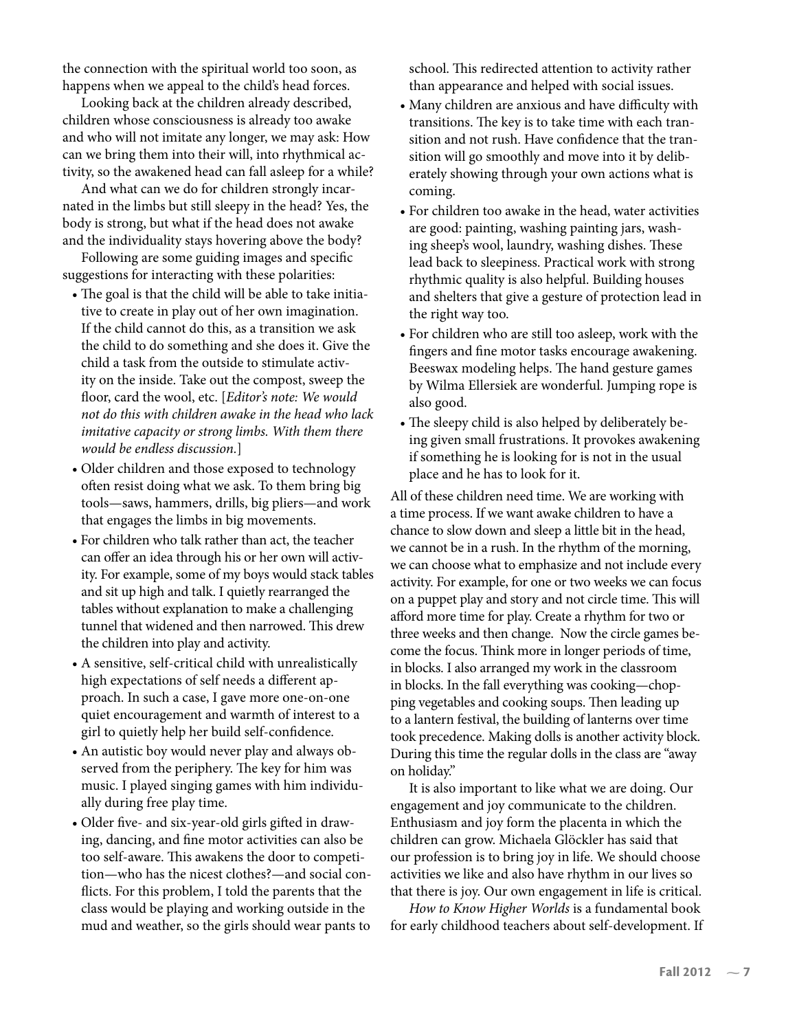the connection with the spiritual world too soon, as happens when we appeal to the child's head forces.

Looking back at the children already described, children whose consciousness is already too awake and who will not imitate any longer, we may ask: How can we bring them into their will, into rhythmical activity, so the awakened head can fall asleep for a while?

And what can we do for children strongly incarnated in the limbs but still sleepy in the head? Yes, the body is strong, but what if the head does not awake and the individuality stays hovering above the body?

Following are some guiding images and specific suggestions for interacting with these polarities:

- The goal is that the child will be able to take initiative to create in play out of her own imagination. If the child cannot do this, as a transition we ask the child to do something and she does it. Give the child a task from the outside to stimulate activity on the inside. Take out the compost, sweep the floor, card the wool, etc. [*Editor's note: We would not do this with children awake in the head who lack imitative capacity or strong limbs. With them there would be endless discussion.*]
- Older children and those exposed to technology often resist doing what we ask. To them bring big tools—saws, hammers, drills, big pliers—and work that engages the limbs in big movements.
- For children who talk rather than act, the teacher can offer an idea through his or her own will activity. For example, some of my boys would stack tables and sit up high and talk. I quietly rearranged the tables without explanation to make a challenging tunnel that widened and then narrowed. This drew the children into play and activity.
- A sensitive, self-critical child with unrealistically high expectations of self needs a different approach. In such a case, I gave more one-on-one quiet encouragement and warmth of interest to a girl to quietly help her build self-confidence.
- An autistic boy would never play and always observed from the periphery. The key for him was music. I played singing games with him individually during free play time.
- Older five- and six-year-old girls gifted in drawing, dancing, and fine motor activities can also be too self-aware. This awakens the door to competition—who has the nicest clothes?—and social conflicts. For this problem, I told the parents that the class would be playing and working outside in the mud and weather, so the girls should wear pants to school. This redirected attention to activity rather than appearance and helped with social issues.
- Many children are anxious and have difficulty with transitions. The key is to take time with each transition and not rush. Have confidence that the transition will go smoothly and move into it by deliberately showing through your own actions what is coming.
- For children too awake in the head, water activities are good: painting, washing painting jars, washing sheep's wool, laundry, washing dishes. These lead back to sleepiness. Practical work with strong rhythmic quality is also helpful. Building houses and shelters that give a gesture of protection lead in the right way too.
- For children who are still too asleep, work with the fingers and fine motor tasks encourage awakening. Beeswax modeling helps. The hand gesture games by Wilma Ellersiek are wonderful. Jumping rope is also good.
- The sleepy child is also helped by deliberately being given small frustrations. It provokes awakening if something he is looking for is not in the usual place and he has to look for it.

All of these children need time. We are working with a time process. If we want awake children to have a chance to slow down and sleep a little bit in the head, we cannot be in a rush. In the rhythm of the morning, we can choose what to emphasize and not include every activity. For example, for one or two weeks we can focus on a puppet play and story and not circle time. This will afford more time for play. Create a rhythm for two or three weeks and then change. Now the circle games become the focus. Think more in longer periods of time, in blocks. I also arranged my work in the classroom in blocks. In the fall everything was cooking—chopping vegetables and cooking soups. Then leading up to a lantern festival, the building of lanterns over time took precedence. Making dolls is another activity block. During this time the regular dolls in the class are "away on holiday."

It is also important to like what we are doing. Our engagement and joy communicate to the children. Enthusiasm and joy form the placenta in which the children can grow. Michaela Glöckler has said that our profession is to bring joy in life. We should choose activities we like and also have rhythm in our lives so that there is joy. Our own engagement in life is critical.

*How to Know Higher Worlds* is a fundamental book for early childhood teachers about self-development. If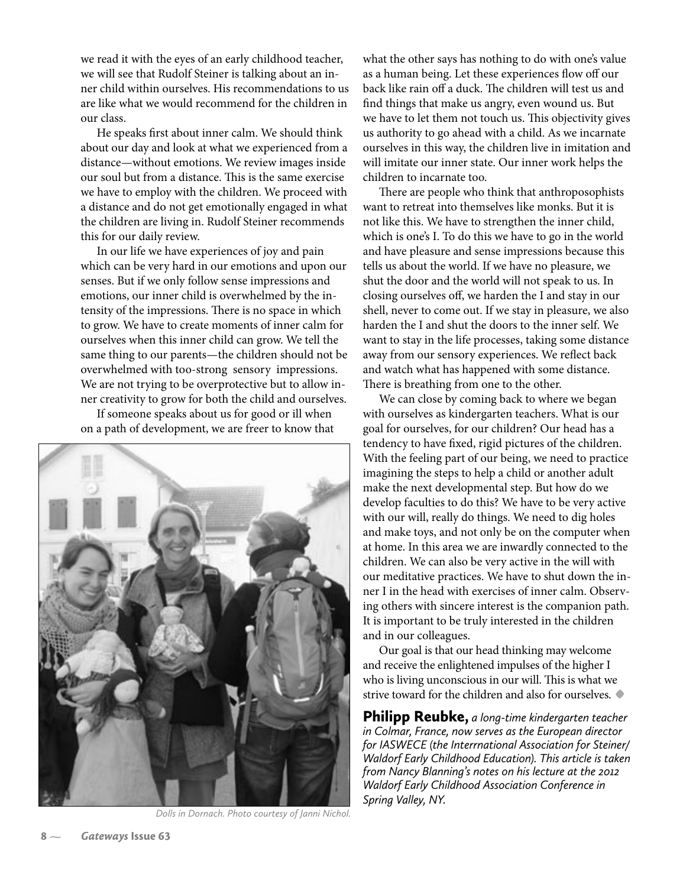we read it with the eyes of an early childhood teacher, we will see that Rudolf Steiner is talking about an inner child within ourselves. His recommendations to us are like what we would recommend for the children in our class.

He speaks first about inner calm. We should think about our day and look at what we experienced from a distance—without emotions. We review images inside our soul but from a distance. This is the same exercise we have to employ with the children. We proceed with a distance and do not get emotionally engaged in what the children are living in. Rudolf Steiner recommends this for our daily review.

In our life we have experiences of joy and pain which can be very hard in our emotions and upon our senses. But if we only follow sense impressions and emotions, our inner child is overwhelmed by the intensity of the impressions. There is no space in which to grow. We have to create moments of inner calm for ourselves when this inner child can grow. We tell the same thing to our parents—the children should not be overwhelmed with too-strong sensory impressions. We are not trying to be overprotective but to allow inner creativity to grow for both the child and ourselves.

If someone speaks about us for good or ill when on a path of development, we are freer to know that what the other says has nothing to do with one's value as a human being. Let these experiences flow off our back like rain off a duck. The children will test us and find things that make us angry, even wound us. But we have to let them not touch us. This objectivity gives us authority to go ahead with a child. As we incarnate ourselves in this way, the children live in imitation and will imitate our inner state. Our inner work helps the children to incarnate too.

*Dolls in Dornach. Photo courtesy of Janni Nichol.*

There are people who think that anthroposophists want to retreat into themselves like monks. But it is not like this. We have to strengthen the inner child, which is one's I. To do this we have to go in the world and have pleasure and sense impressions because this tells us about the world. If we have no pleasure, we shut the door and the world will not speak to us. In closing ourselves off, we harden the I and stay in our shell, never to come out. If we stay in pleasure, we also harden the I and shut the doors to the inner self. We want to stay in the life processes, taking some distance away from our sensory experiences. We reflect back and watch what has happened with some distance. There is breathing from one to the other.

We can close by coming back to where we began with ourselves as kindergarten teachers. What is our goal for ourselves, for our children? Our head has a tendency to have fixed, rigid pictures of the children. With the feeling part of our being, we need to practice imagining the steps to help a child or another adult make the next developmental step. But how do we develop faculties to do this? We have to be very active with our will, really do things. We need to dig holes and make toys, and not only be on the computer when at home. In this area we are inwardly connected to the children. We can also be very active in the will with our meditative practices. We have to shut down the inner I in the head with exercises of inner calm. Observing others with sincere interest is the companion path. It is important to be truly interested in the children and in our colleagues.

Our goal is that our head thinking may welcome and receive the enlightened impulses of the higher I who is living unconscious in our will. This is what we strive toward for the children and also for ourselves. ◆

**Philipp Reubke,** *a long-time kindergarten teacher in Colmar, France, now serves as the European director for IASWECE (the Interrnational Association for Steiner/Waldorf Early Childhood Education). This article is taken from Nancy Blanning's notes on his lecture at the 2012 Waldorf Early Childhood Association Conference in Spring Valley, NY.*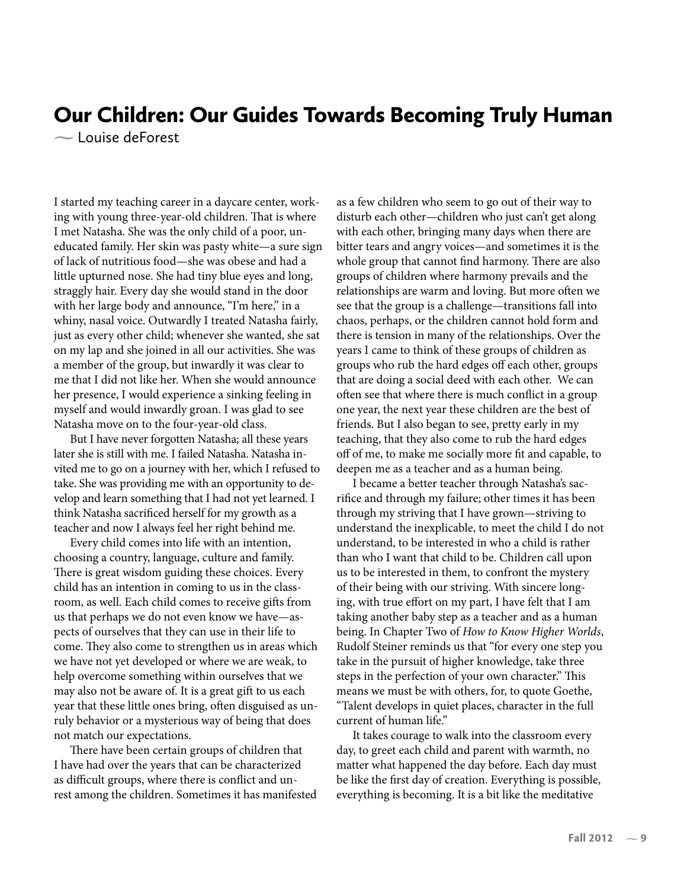# Our Children: Our Guides Towards Becoming Truly Human

~ Louise deForest

I started my teaching career in a daycare center, working with young three-year-old children. That is where I met Natasha. She was the only child of a poor, uneducated family. Her skin was pasty white—a sure sign of lack of nutritious food—she was obese and had a little upturned nose. She had tiny blue eyes and long, straggly hair. Every day she would stand in the door with her large body and announce, "I'm here," in a whiny, nasal voice. Outwardly I treated Natasha fairly, just as every other child; whenever she wanted, she sat on my lap and she joined in all our activities. She was a member of the group, but inwardly it was clear to me that I did not like her. When she would announce her presence, I would experience a sinking feeling in myself and would inwardly groan. I was glad to see Natasha move on to the four-year-old class.

But I have never forgotten Natasha; all these years later she is still with me. I failed Natasha. Natasha invited me to go on a journey with her, which I refused to take. She was providing me with an opportunity to develop and learn something that I had not yet learned. I think Natasha sacrificed herself for my growth as a teacher and now I always feel her right behind me.

Every child comes into life with an intention, choosing a country, language, culture and family. There is great wisdom guiding these choices. Every child has an intention in coming to us in the classroom, as well. Each child comes to receive gifts from us that perhaps we do not even know we have—aspects of ourselves that they can use in their life to come. They also come to strengthen us in areas which we have not yet developed or where we are weak, to help overcome something within ourselves that we may also not be aware of. It is a great gift to us each year that these little ones bring, often disguised as unruly behavior or a mysterious way of being that does not match our expectations.

There have been certain groups of children that I have had over the years that can be characterized as difficult groups, where there is conflict and unrest among the children. Sometimes it has manifested as a few children who seem to go out of their way to disturb each other—children who just can't get along with each other, bringing many days when there are bitter tears and angry voices—and sometimes it is the whole group that cannot find harmony. There are also groups of children where harmony prevails and the relationships are warm and loving. But more often we see that the group is a challenge—transitions fall into chaos, perhaps, or the children cannot hold form and there is tension in many of the relationships. Over the years I came to think of these groups of children as groups who rub the hard edges off each other, groups that are doing a social deed with each other. We can often see that where there is much conflict in a group one year, the next year these children are the best of friends. But I also began to see, pretty early in my teaching, that they also come to rub the hard edges off of me, to make me socially more fit and capable, to deepen me as a teacher and as a human being.

I became a better teacher through Natasha's sacrifice and through my failure; other times it has been through my striving that I have grown—striving to understand the inexplicable, to meet the child I do not understand, to be interested in who a child is rather than who I want that child to be. Children call upon us to be interested in them, to confront the mystery of their being with our striving. With sincere longing, with true effort on my part, I have felt that I am taking another baby step as a teacher and as a human being. In Chapter Two of *How to Know Higher Worlds*, Rudolf Steiner reminds us that "for every one step you take in the pursuit of higher knowledge, take three steps in the perfection of your own character." This means we must be with others, for, to quote Goethe, "Talent develops in quiet places, character in the full current of human life."

It takes courage to walk into the classroom every day, to greet each child and parent with warmth, no matter what happened the day before. Each day must be like the first day of creation. Everything is possible, everything is becoming. It is a bit like the meditative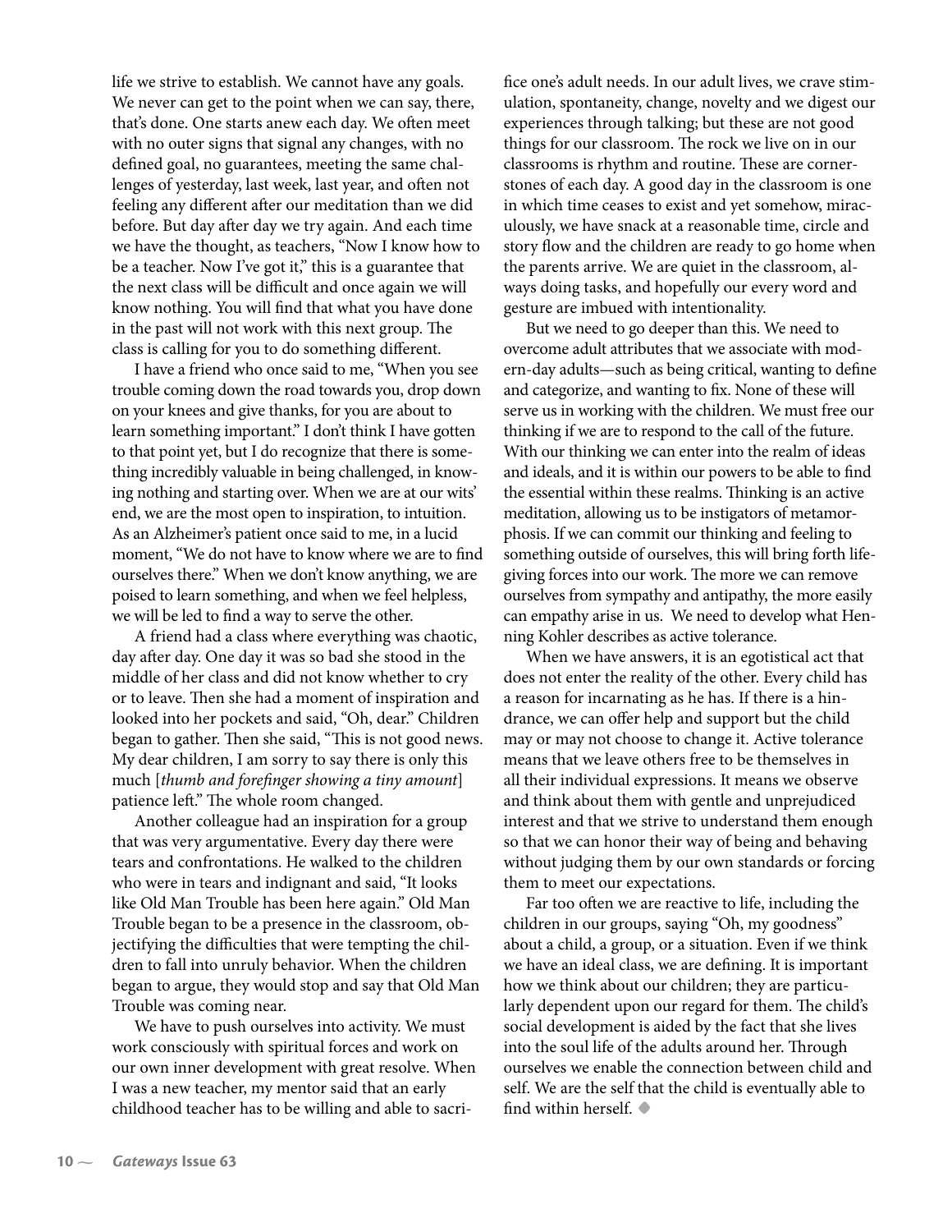life we strive to establish. We cannot have any goals. We never can get to the point when we can say, there, that's done. One starts anew each day. We often meet with no outer signs that signal any changes, with no defined goal, no guarantees, meeting the same challenges of yesterday, last week, last year, and often not feeling any different after our meditation than we did before. But day after day we try again. And each time we have the thought, as teachers, "Now I know how to be a teacher. Now I've got it," this is a guarantee that the next class will be difficult and once again we will know nothing. You will find that what you have done in the past will not work with this next group. The class is calling for you to do something different.

I have a friend who once said to me, "When you see trouble coming down the road towards you, drop down on your knees and give thanks, for you are about to learn something important." I don't think I have gotten to that point yet, but I do recognize that there is something incredibly valuable in being challenged, in knowing nothing and starting over. When we are at our wits' end, we are the most open to inspiration, to intuition. As an Alzheimer's patient once said to me, in a lucid moment, "We do not have to know where we are to find ourselves there." When we don't know anything, we are poised to learn something, and when we feel helpless, we will be led to find a way to serve the other.

A friend had a class where everything was chaotic, day after day. One day it was so bad she stood in the middle of her class and did not know whether to cry or to leave. Then she had a moment of inspiration and looked into her pockets and said, "Oh, dear." Children began to gather. Then she said, "This is not good news. My dear children, I am sorry to say there is only this much [*thumb and forefinger showing a tiny amount*] patience left." The whole room changed.

Another colleague had an inspiration for a group that was very argumentative. Every day there were tears and confrontations. He walked to the children who were in tears and indignant and said, "It looks like Old Man Trouble has been here again." Old Man Trouble began to be a presence in the classroom, objectifying the difficulties that were tempting the children to fall into unruly behavior. When the children began to argue, they would stop and say that Old Man Trouble was coming near.

We have to push ourselves into activity. We must work consciously with spiritual forces and work on our own inner development with great resolve. When I was a new teacher, my mentor said that an early childhood teacher has to be willing and able to sacrifice one's adult needs. In our adult lives, we crave stimulation, spontaneity, change, novelty and we digest our experiences through talking; but these are not good things for our classroom. The rock we live on in our classrooms is rhythm and routine. These are cornerstones of each day. A good day in the classroom is one in which time ceases to exist and yet somehow, miraculously, we have snack at a reasonable time, circle and story flow and the children are ready to go home when the parents arrive. We are quiet in the classroom, always doing tasks, and hopefully our every word and gesture are imbued with intentionality.

But we need to go deeper than this. We need to overcome adult attributes that we associate with modern-day adults—such as being critical, wanting to define and categorize, and wanting to fix. None of these will serve us in working with the children. We must free our thinking if we are to respond to the call of the future. With our thinking we can enter into the realm of ideas and ideals, and it is within our powers to be able to find the essential within these realms. Thinking is an active meditation, allowing us to be instigators of metamorphosis. If we can commit our thinking and feeling to something outside of ourselves, this will bring forth life-giving forces into our work. The more we can remove ourselves from sympathy and antipathy, the more easily can empathy arise in us. We need to develop what Henning Kohler describes as active tolerance.

When we have answers, it is an egotistical act that does not enter the reality of the other. Every child has a reason for incarnating as he has. If there is a hindrance, we can offer help and support but the child may or may not choose to change it. Active tolerance means that we leave others free to be themselves in all their individual expressions. It means we observe and think about them with gentle and unprejudiced interest and that we strive to understand them enough so that we can honor their way of being and behaving without judging them by our own standards or forcing them to meet our expectations.

Far too often we are reactive to life, including the children in our groups, saying "Oh, my goodness" about a child, a group, or a situation. Even if we think we have an ideal class, we are defining. It is important how we think about our children; they are particularly dependent upon our regard for them. The child's social development is aided by the fact that she lives into the soul life of the adults around her. Through ourselves we enable the connection between child and self. We are the self that the child is eventually able to find within herself. ◆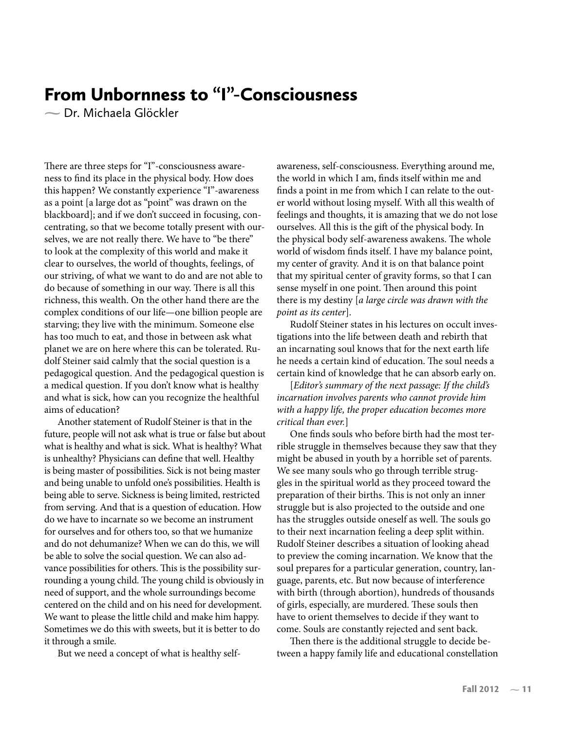# From Unbornness to "I"-Consciousness

— Dr. Michaela Glöckler

There are three steps for "I"-consciousness awareness to find its place in the physical body. How does this happen? We constantly experience "I"-awareness as a point [a large dot as "point" was drawn on the blackboard]; and if we don't succeed in focusing, concentrating, so that we become totally present with ourselves, we are not really there. We have to "be there" to look at the complexity of this world and make it clear to ourselves, the world of thoughts, feelings, of our striving, of what we want to do and are not able to do because of something in our way. There is all this richness, this wealth. On the other hand there are the complex conditions of our life—one billion people are starving; they live with the minimum. Someone else has too much to eat, and those in between ask what planet we are on here where this can be tolerated. Rudolf Steiner said calmly that the social question is a pedagogical question. And the pedagogical question is a medical question. If you don't know what is healthy and what is sick, how can you recognize the healthful aims of education?

Another statement of Rudolf Steiner is that in the future, people will not ask what is true or false but about what is healthy and what is sick. What is healthy? What is unhealthy? Physicians can define that well. Healthy is being master of possibilities. Sick is not being master and being unable to unfold one's possibilities. Health is being able to serve. Sickness is being limited, restricted from serving. And that is a question of education. How do we have to incarnate so we become an instrument for ourselves and for others too, so that we humanize and do not dehumanize? When we can do this, we will be able to solve the social question. We can also advance possibilities for others. This is the possibility surrounding a young child. The young child is obviously in need of support, and the whole surroundings become centered on the child and on his need for development. We want to please the little child and make him happy. Sometimes we do this with sweets, but it is better to do it through a smile.

But we need a concept of what is healthy self-awareness, self-consciousness. Everything around me, the world in which I am, finds itself within me and finds a point in me from which I can relate to the outer world without losing myself. With all this wealth of feelings and thoughts, it is amazing that we do not lose ourselves. All this is the gift of the physical body. In the physical body self-awareness awakens. The whole world of wisdom finds itself. I have my balance point, my center of gravity. And it is on that balance point that my spiritual center of gravity forms, so that I can sense myself in one point. Then around this point there is my destiny [*a large circle was drawn with the point as its center*].

Rudolf Steiner states in his lectures on occult investigations into the life between death and rebirth that an incarnating soul knows that for the next earth life he needs a certain kind of education. The soul needs a certain kind of knowledge that he can absorb early on.

[*Editor's summary of the next passage: If the child's incarnation involves parents who cannot provide him with a happy life, the proper education becomes more critical than ever.*]

One finds souls who before birth had the most terrible struggle in themselves because they saw that they might be abused in youth by a horrible set of parents. We see many souls who go through terrible struggles in the spiritual world as they proceed toward the preparation of their births. This is not only an inner struggle but is also projected to the outside and one has the struggles outside oneself as well. The souls go to their next incarnation feeling a deep split within. Rudolf Steiner describes a situation of looking ahead to preview the coming incarnation. We know that the soul prepares for a particular generation, country, language, parents, etc. But now because of interference with birth (through abortion), hundreds of thousands of girls, especially, are murdered. These souls then have to orient themselves to decide if they want to come. Souls are constantly rejected and sent back.

Then there is the additional struggle to decide between a happy family life and educational constellation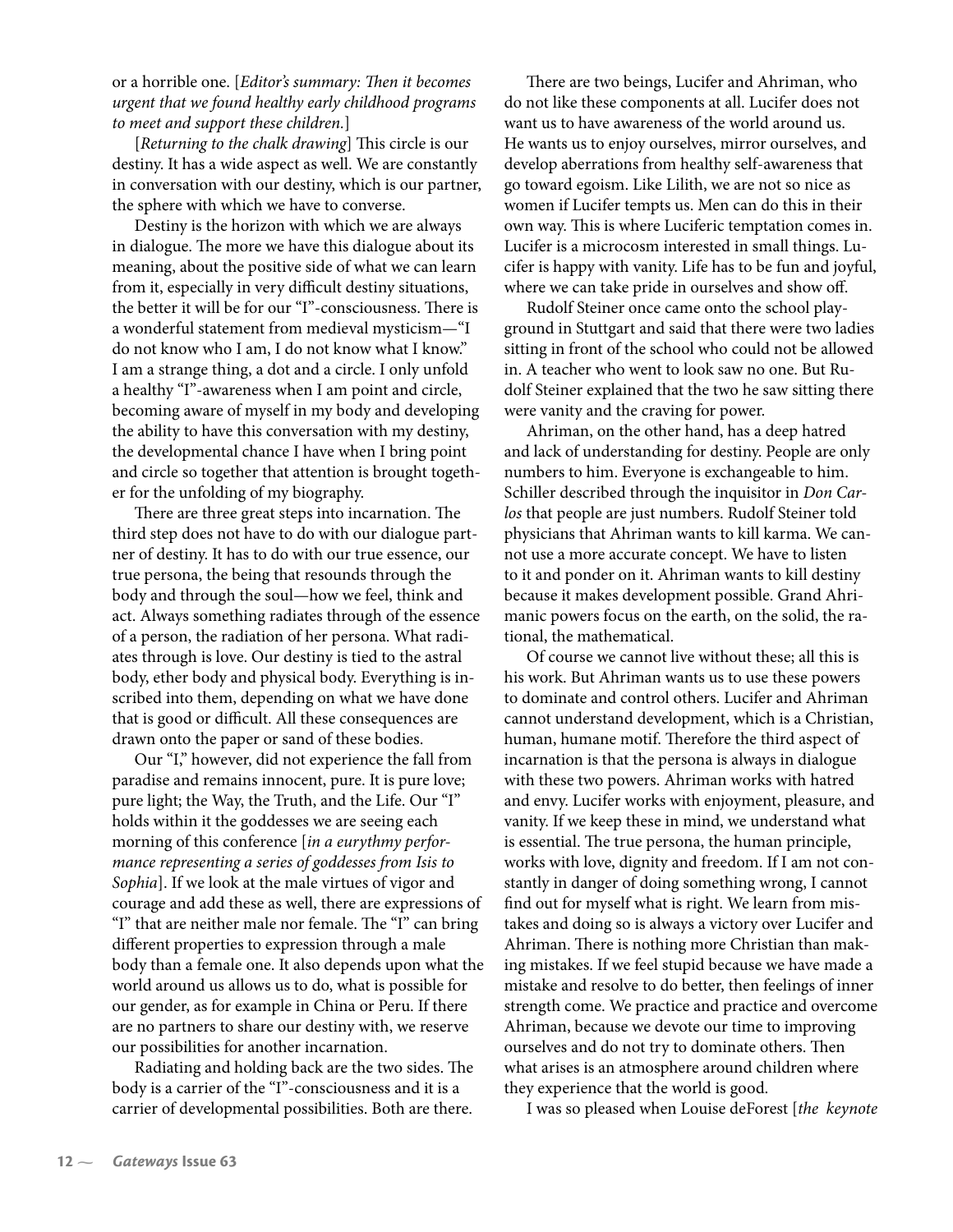or a horrible one. [*Editor's summary: Then it becomes urgent that we found healthy early childhood programs to meet and support these children.*]

[*Returning to the chalk drawing*] This circle is our destiny. It has a wide aspect as well. We are constantly in conversation with our destiny, which is our partner, the sphere with which we have to converse.

Destiny is the horizon with which we are always in dialogue. The more we have this dialogue about its meaning, about the positive side of what we can learn from it, especially in very difficult destiny situations, the better it will be for our "I"-consciousness. There is a wonderful statement from medieval mysticism—"I do not know who I am, I do not know what I know." I am a strange thing, a dot and a circle. I only unfold a healthy "I"-awareness when I am point and circle, becoming aware of myself in my body and developing the ability to have this conversation with my destiny, the developmental chance I have when I bring point and circle so together that attention is brought together for the unfolding of my biography.

There are three great steps into incarnation. The third step does not have to do with our dialogue partner of destiny. It has to do with our true essence, our true persona, the being that resounds through the body and through the soul—how we feel, think and act. Always something radiates through of the essence of a person, the radiation of her persona. What radiates through is love. Our destiny is tied to the astral body, ether body and physical body. Everything is inscribed into them, depending on what we have done that is good or difficult. All these consequences are drawn onto the paper or sand of these bodies.

Our "I," however, did not experience the fall from paradise and remains innocent, pure. It is pure love; pure light; the Way, the Truth, and the Life. Our "I" holds within it the goddesses we are seeing each morning of this conference [*in a eurythmy performance representing a series of goddesses from Isis to Sophia*]. If we look at the male virtues of vigor and courage and add these as well, there are expressions of "I" that are neither male nor female. The "I" can bring different properties to expression through a male body than a female one. It also depends upon what the world around us allows us to do, what is possible for our gender, as for example in China or Peru. If there are no partners to share our destiny with, we reserve our possibilities for another incarnation.

Radiating and holding back are the two sides. The body is a carrier of the "I"-consciousness and it is a carrier of developmental possibilities. Both are there.

There are two beings, Lucifer and Ahriman, who do not like these components at all. Lucifer does not want us to have awareness of the world around us. He wants us to enjoy ourselves, mirror ourselves, and develop aberrations from healthy self-awareness that go toward egoism. Like Lilith, we are not so nice as women if Lucifer tempts us. Men can do this in their own way. This is where Luciferic temptation comes in. Lucifer is a microcosm interested in small things. Lucifer is happy with vanity. Life has to be fun and joyful, where we can take pride in ourselves and show off.

Rudolf Steiner once came onto the school playground in Stuttgart and said that there were two ladies sitting in front of the school who could not be allowed in. A teacher who went to look saw no one. But Rudolf Steiner explained that the two he saw sitting there were vanity and the craving for power.

Ahriman, on the other hand, has a deep hatred and lack of understanding for destiny. People are only numbers to him. Everyone is exchangeable to him. Schiller described through the inquisitor in *Don Carlos* that people are just numbers. Rudolf Steiner told physicians that Ahriman wants to kill karma. We cannot use a more accurate concept. We have to listen to it and ponder on it. Ahriman wants to kill destiny because it makes development possible. Grand Ahrimanic powers focus on the earth, on the solid, the rational, the mathematical.

Of course we cannot live without these; all this is his work. But Ahriman wants us to use these powers to dominate and control others. Lucifer and Ahriman cannot understand development, which is a Christian, human, humane motif. Therefore the third aspect of incarnation is that the persona is always in dialogue with these two powers. Ahriman works with hatred and envy. Lucifer works with enjoyment, pleasure, and vanity. If we keep these in mind, we understand what is essential. The true persona, the human principle, works with love, dignity and freedom. If I am not constantly in danger of doing something wrong, I cannot find out for myself what is right. We learn from mistakes and doing so is always a victory over Lucifer and Ahriman. There is nothing more Christian than making mistakes. If we feel stupid because we have made a mistake and resolve to do better, then feelings of inner strength come. We practice and practice and overcome Ahriman, because we devote our time to improving ourselves and do not try to dominate others. Then what arises is an atmosphere around children where they experience that the world is good.

I was so pleased when Louise deForest [*the keynote*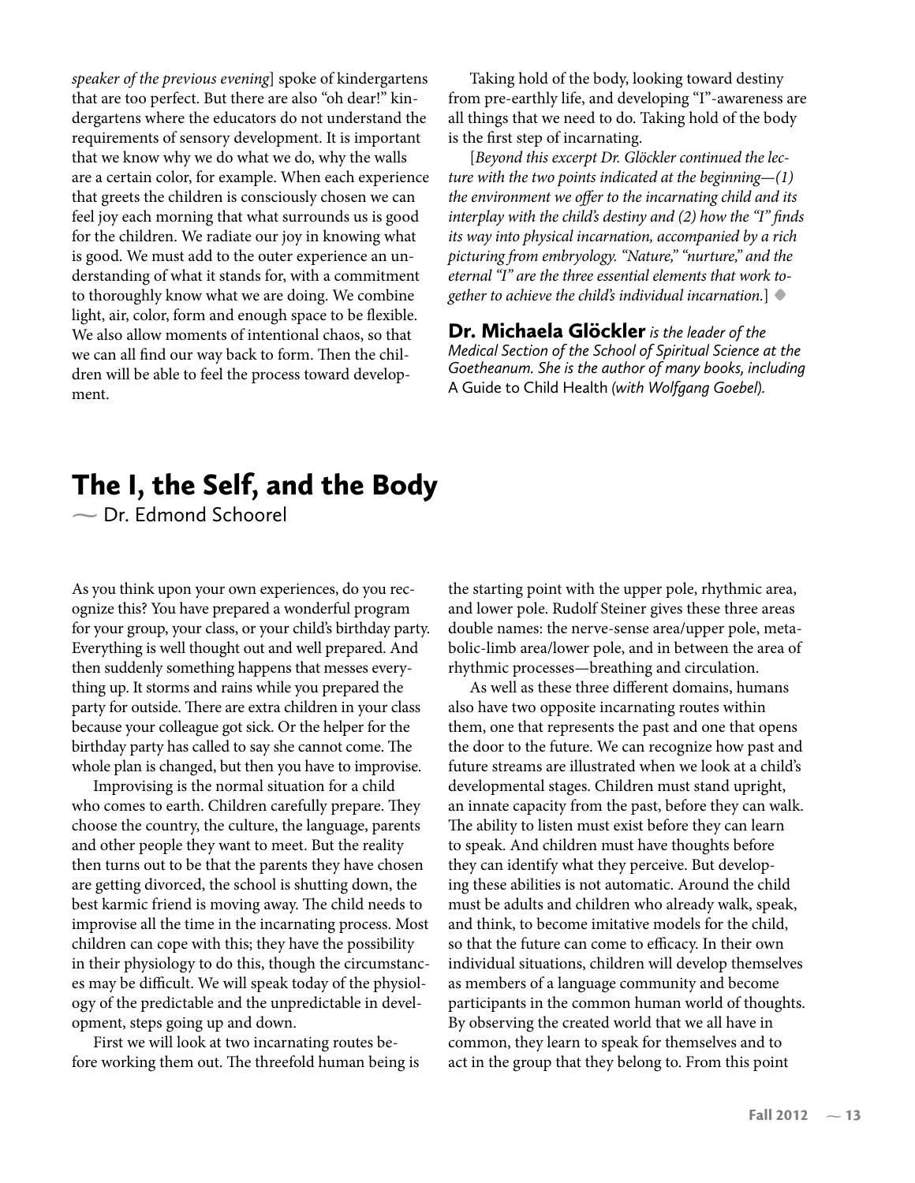*speaker of the previous evening*] spoke of kindergartens that are too perfect. But there are also "oh dear!" kindergartens where the educators do not understand the requirements of sensory development. It is important that we know why we do what we do, why the walls are a certain color, for example. When each experience that greets the children is consciously chosen we can feel joy each morning that what surrounds us is good for the children. We radiate our joy in knowing what is good. We must add to the outer experience an understanding of what it stands for, with a commitment to thoroughly know what we are doing. We combine light, air, color, form and enough space to be flexible. We also allow moments of intentional chaos, so that we can all find our way back to form. Then the children will be able to feel the process toward development.

Taking hold of the body, looking toward destiny from pre-earthly life, and developing "I"-awareness are all things that we need to do. Taking hold of the body is the first step of incarnating.

[*Beyond this excerpt Dr. Glöckler continued the lecture with the two points indicated at the beginning—(1) the environment we offer to the incarnating child and its interplay with the child's destiny and (2) how the "I" finds its way into physical incarnation, accompanied by a rich picturing from embryology. "Nature," "nurture," and the eternal "I" are the three essential elements that work together to achieve the child's individual incarnation.*] ◆

**Dr. Michaela Glöckler** *is the leader of the Medical Section of the School of Spiritual Science at the Goetheanum. She is the author of many books, including* A Guide to Child Health *(with Wolfgang Goebel).*

# The I, the Self, and the Body

~ Dr. Edmond Schoorel

As you think upon your own experiences, do you recognize this? You have prepared a wonderful program for your group, your class, or your child's birthday party. Everything is well thought out and well prepared. And then suddenly something happens that messes everything up. It storms and rains while you prepared the party for outside. There are extra children in your class because your colleague got sick. Or the helper for the birthday party has called to say she cannot come. The whole plan is changed, but then you have to improvise.

Improvising is the normal situation for a child who comes to earth. Children carefully prepare. They choose the country, the culture, the language, parents and other people they want to meet. But the reality then turns out to be that the parents they have chosen are getting divorced, the school is shutting down, the best karmic friend is moving away. The child needs to improvise all the time in the incarnating process. Most children can cope with this; they have the possibility in their physiology to do this, though the circumstances may be difficult. We will speak today of the physiology of the predictable and the unpredictable in development, steps going up and down.

First we will look at two incarnating routes before working them out. The threefold human being is the starting point with the upper pole, rhythmic area, and lower pole. Rudolf Steiner gives these three areas double names: the nerve-sense area/upper pole, metabolic-limb area/lower pole, and in between the area of rhythmic processes—breathing and circulation.

As well as these three different domains, humans also have two opposite incarnating routes within them, one that represents the past and one that opens the door to the future. We can recognize how past and future streams are illustrated when we look at a child's developmental stages. Children must stand upright, an innate capacity from the past, before they can walk. The ability to listen must exist before they can learn to speak. And children must have thoughts before they can identify what they perceive. But developing these abilities is not automatic. Around the child must be adults and children who already walk, speak, and think, to become imitative models for the child, so that the future can come to efficacy. In their own individual situations, children will develop themselves as members of a language community and become participants in the common human world of thoughts. By observing the created world that we all have in common, they learn to speak for themselves and to act in the group that they belong to. From this point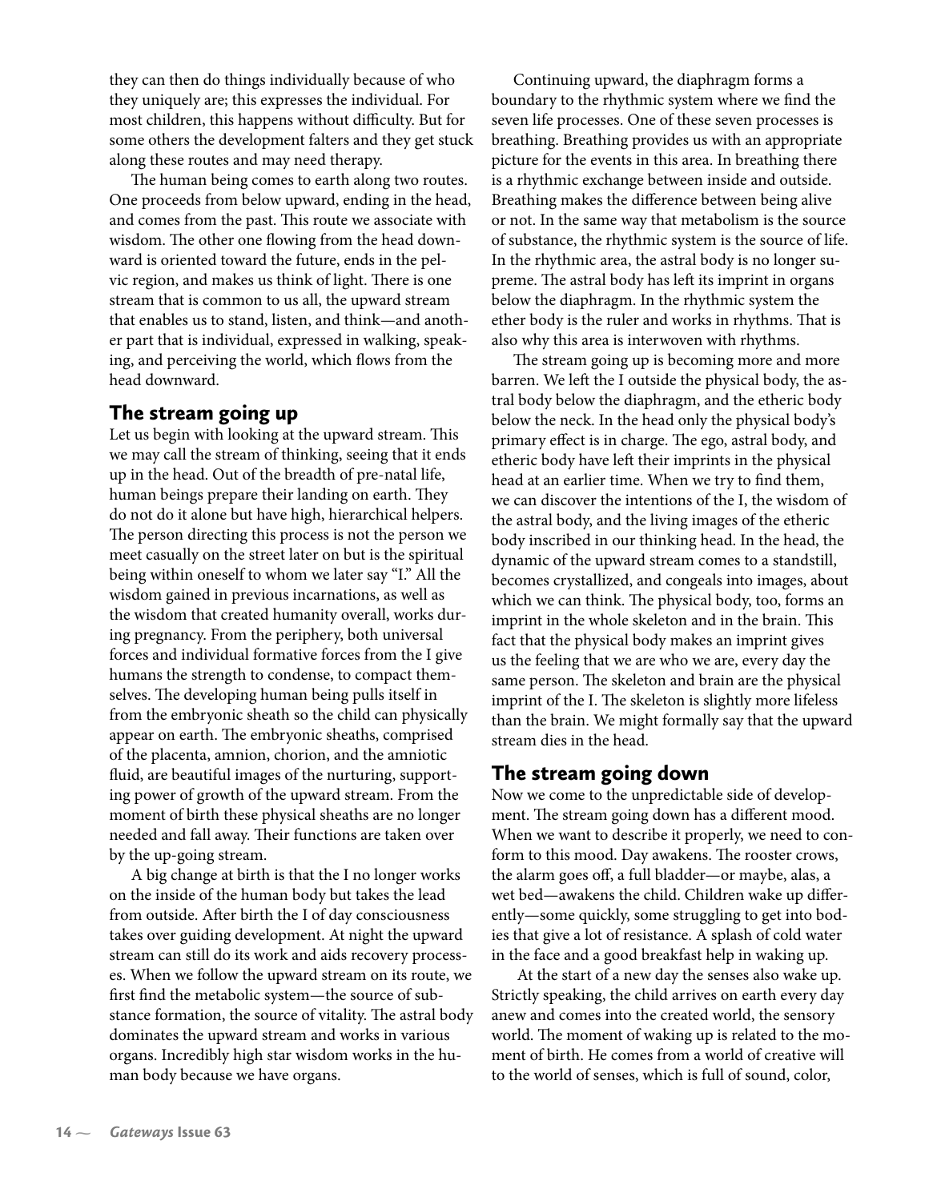they can then do things individually because of who they uniquely are; this expresses the individual. For most children, this happens without difficulty. But for some others the development falters and they get stuck along these routes and may need therapy.

The human being comes to earth along two routes. One proceeds from below upward, ending in the head, and comes from the past. This route we associate with wisdom. The other one flowing from the head downward is oriented toward the future, ends in the pelvic region, and makes us think of light. There is one stream that is common to us all, the upward stream that enables us to stand, listen, and think—and another part that is individual, expressed in walking, speaking, and perceiving the world, which flows from the head downward.

## The stream going up

Let us begin with looking at the upward stream. This we may call the stream of thinking, seeing that it ends up in the head. Out of the breadth of pre-natal life, human beings prepare their landing on earth. They do not do it alone but have high, hierarchical helpers. The person directing this process is not the person we meet casually on the street later on but is the spiritual being within oneself to whom we later say "I." All the wisdom gained in previous incarnations, as well as the wisdom that created humanity overall, works during pregnancy. From the periphery, both universal forces and individual formative forces from the I give humans the strength to condense, to compact themselves. The developing human being pulls itself in from the embryonic sheath so the child can physically appear on earth. The embryonic sheaths, comprised of the placenta, amnion, chorion, and the amniotic fluid, are beautiful images of the nurturing, supporting power of growth of the upward stream. From the moment of birth these physical sheaths are no longer needed and fall away. Their functions are taken over by the up-going stream.

A big change at birth is that the I no longer works on the inside of the human body but takes the lead from outside. After birth the I of day consciousness takes over guiding development. At night the upward stream can still do its work and aids recovery processes. When we follow the upward stream on its route, we first find the metabolic system—the source of substance formation, the source of vitality. The astral body dominates the upward stream and works in various organs. Incredibly high star wisdom works in the human body because we have organs.

Continuing upward, the diaphragm forms a boundary to the rhythmic system where we find the seven life processes. One of these seven processes is breathing. Breathing provides us with an appropriate picture for the events in this area. In breathing there is a rhythmic exchange between inside and outside. Breathing makes the difference between being alive or not. In the same way that metabolism is the source of substance, the rhythmic system is the source of life. In the rhythmic area, the astral body is no longer supreme. The astral body has left its imprint in organs below the diaphragm. In the rhythmic system the ether body is the ruler and works in rhythms. That is also why this area is interwoven with rhythms.

The stream going up is becoming more and more barren. We left the I outside the physical body, the astral body below the diaphragm, and the etheric body below the neck. In the head only the physical body's primary effect is in charge. The ego, astral body, and etheric body have left their imprints in the physical head at an earlier time. When we try to find them, we can discover the intentions of the I, the wisdom of the astral body, and the living images of the etheric body inscribed in our thinking head. In the head, the dynamic of the upward stream comes to a standstill, becomes crystallized, and congeals into images, about which we can think. The physical body, too, forms an imprint in the whole skeleton and in the brain. This fact that the physical body makes an imprint gives us the feeling that we are who we are, every day the same person. The skeleton and brain are the physical imprint of the I. The skeleton is slightly more lifeless than the brain. We might formally say that the upward stream dies in the head.

## The stream going down

Now we come to the unpredictable side of development. The stream going down has a different mood. When we want to describe it properly, we need to conform to this mood. Day awakens. The rooster crows, the alarm goes off, a full bladder—or maybe, alas, a wet bed—awakens the child. Children wake up differently—some quickly, some struggling to get into bodies that give a lot of resistance. A splash of cold water in the face and a good breakfast help in waking up.

At the start of a new day the senses also wake up. Strictly speaking, the child arrives on earth every day anew and comes into the created world, the sensory world. The moment of waking up is related to the moment of birth. He comes from a world of creative will to the world of senses, which is full of sound, color,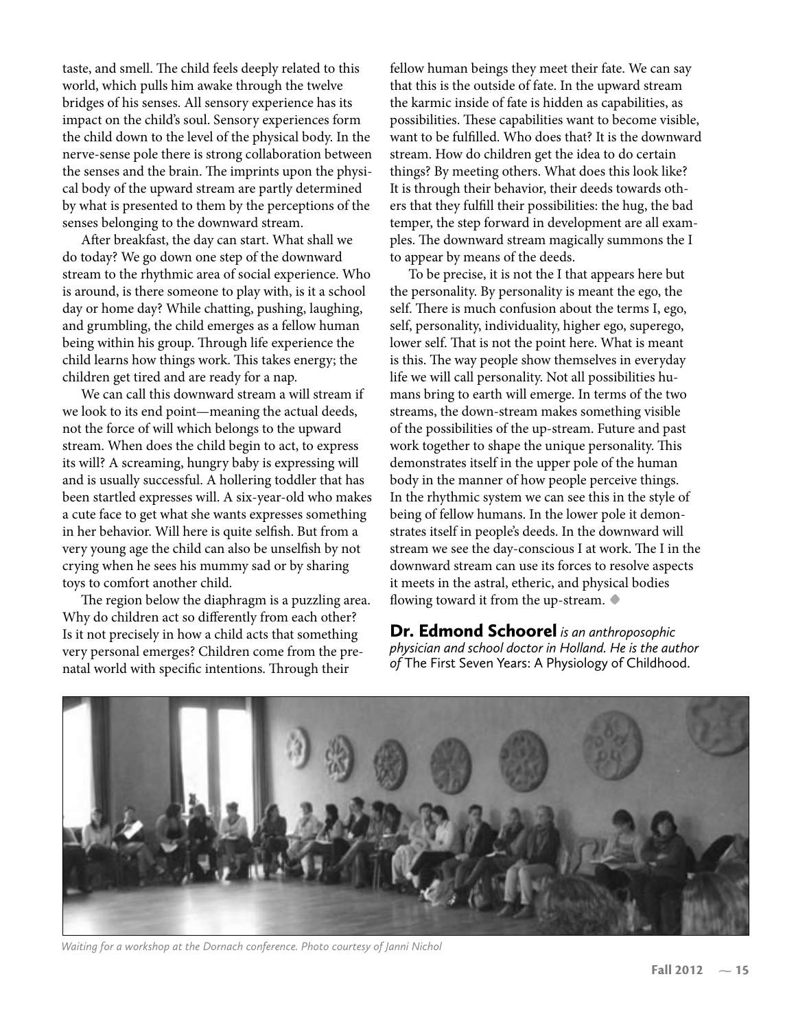taste, and smell. The child feels deeply related to this world, which pulls him awake through the twelve bridges of his senses. All sensory experience has its impact on the child's soul. Sensory experiences form the child down to the level of the physical body. In the nerve-sense pole there is strong collaboration between the senses and the brain. The imprints upon the physical body of the upward stream are partly determined by what is presented to them by the perceptions of the senses belonging to the downward stream.

After breakfast, the day can start. What shall we do today? We go down one step of the downward stream to the rhythmic area of social experience. Who is around, is there someone to play with, is it a school day or home day? While chatting, pushing, laughing, and grumbling, the child emerges as a fellow human being within his group. Through life experience the child learns how things work. This takes energy; the children get tired and are ready for a nap.

We can call this downward stream a will stream if we look to its end point—meaning the actual deeds, not the force of will which belongs to the upward stream. When does the child begin to act, to express its will? A screaming, hungry baby is expressing will and is usually successful. A hollering toddler that has been startled expresses will. A six-year-old who makes a cute face to get what she wants expresses something in her behavior. Will here is quite selfish. But from a very young age the child can also be unselfish by not crying when he sees his mummy sad or by sharing toys to comfort another child.

The region below the diaphragm is a puzzling area. Why do children act so differently from each other? Is it not precisely in how a child acts that something very personal emerges? Children come from the prenatal world with specific intentions. Through their fellow human beings they meet their fate. We can say that this is the outside of fate. In the upward stream the karmic inside of fate is hidden as capabilities, as possibilities. These capabilities want to become visible, want to be fulfilled. Who does that? It is the downward stream. How do children get the idea to do certain things? By meeting others. What does this look like? It is through their behavior, their deeds towards others that they fulfill their possibilities: the hug, the bad temper, the step forward in development are all examples. The downward stream magically summons the I to appear by means of the deeds.

To be precise, it is not the I that appears here but the personality. By personality is meant the ego, the self. There is much confusion about the terms I, ego, self, personality, individuality, higher ego, superego, lower self. That is not the point here. What is meant is this. The way people show themselves in everyday life we will call personality. Not all possibilities humans bring to earth will emerge. In terms of the two streams, the down-stream makes something visible of the possibilities of the up-stream. Future and past work together to shape the unique personality. This demonstrates itself in the upper pole of the human body in the manner of how people perceive things. In the rhythmic system we can see this in the style of being of fellow humans. In the lower pole it demonstrates itself in people's deeds. In the downward will stream we see the day-conscious I at work. The I in the downward stream can use its forces to resolve aspects it meets in the astral, etheric, and physical bodies flowing toward it from the up-stream. ◆

**Dr. Edmond Schoorel** *is an anthroposophic physician and school doctor in Holland. He is the author of* The First Seven Years: A Physiology of Childhood.

*Waiting for a workshop at the Dornach conference. Photo courtesy of Janni Nichol*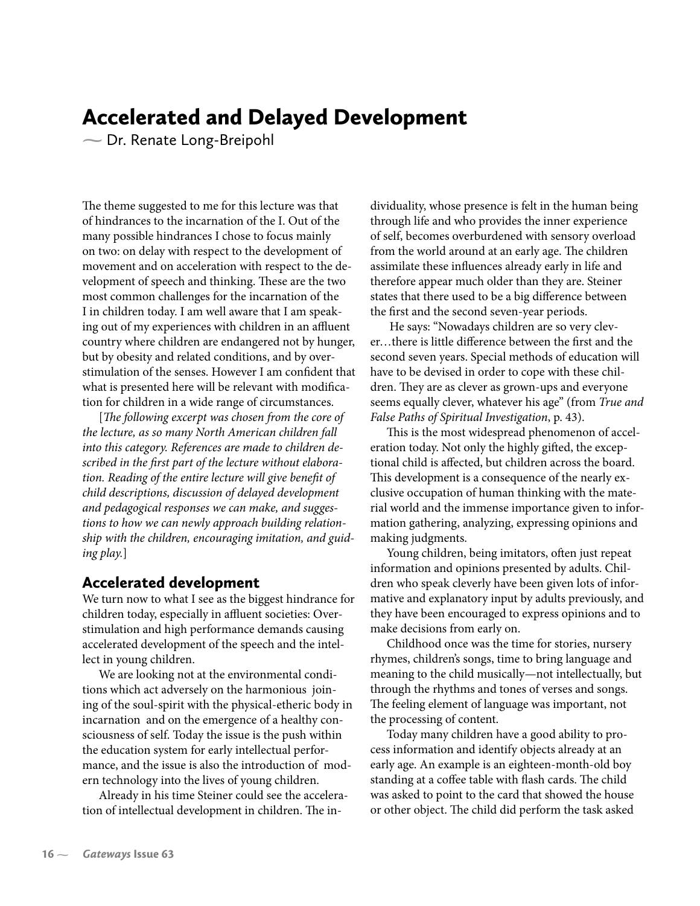# Accelerated and Delayed Development

~ Dr. Renate Long-Breipohl

The theme suggested to me for this lecture was that of hindrances to the incarnation of the I. Out of the many possible hindrances I chose to focus mainly on two: on delay with respect to the development of movement and on acceleration with respect to the development of speech and thinking. These are the two most common challenges for the incarnation of the I in children today. I am well aware that I am speaking out of my experiences with children in an affluent country where children are endangered not by hunger, but by obesity and related conditions, and by overstimulation of the senses. However I am confident that what is presented here will be relevant with modification for children in a wide range of circumstances.

[*The following excerpt was chosen from the core of the lecture, as so many North American children fall into this category. References are made to children described in the first part of the lecture without elaboration. Reading of the entire lecture will give benefit of child descriptions, discussion of delayed development and pedagogical responses we can make, and suggestions to how we can newly approach building relationship with the children, encouraging imitation, and guiding play.*]

## Accelerated development

We turn now to what I see as the biggest hindrance for children today, especially in affluent societies: Overstimulation and high performance demands causing accelerated development of the speech and the intellect in young children.

We are looking not at the environmental conditions which act adversely on the harmonious joining of the soul-spirit with the physical-etheric body in incarnation and on the emergence of a healthy consciousness of self. Today the issue is the push within the education system for early intellectual performance, and the issue is also the introduction of modern technology into the lives of young children.

Already in his time Steiner could see the acceleration of intellectual development in children. The individuality, whose presence is felt in the human being through life and who provides the inner experience of self, becomes overburdened with sensory overload from the world around at an early age. The children assimilate these influences already early in life and therefore appear much older than they are. Steiner states that there used to be a big difference between the first and the second seven-year periods.

He says: "Nowadays children are so very clever…there is little difference between the first and the second seven years. Special methods of education will have to be devised in order to cope with these children. They are as clever as grown-ups and everyone seems equally clever, whatever his age" (from *True and False Paths of Spiritual Investigation*, p. 43).

This is the most widespread phenomenon of acceleration today. Not only the highly gifted, the exceptional child is affected, but children across the board. This development is a consequence of the nearly exclusive occupation of human thinking with the material world and the immense importance given to information gathering, analyzing, expressing opinions and making judgments.

Young children, being imitators, often just repeat information and opinions presented by adults. Children who speak cleverly have been given lots of informative and explanatory input by adults previously, and they have been encouraged to express opinions and to make decisions from early on.

Childhood once was the time for stories, nursery rhymes, children's songs, time to bring language and meaning to the child musically—not intellectually, but through the rhythms and tones of verses and songs. The feeling element of language was important, not the processing of content.

Today many children have a good ability to process information and identify objects already at an early age. An example is an eighteen-month-old boy standing at a coffee table with flash cards. The child was asked to point to the card that showed the house or other object. The child did perform the task asked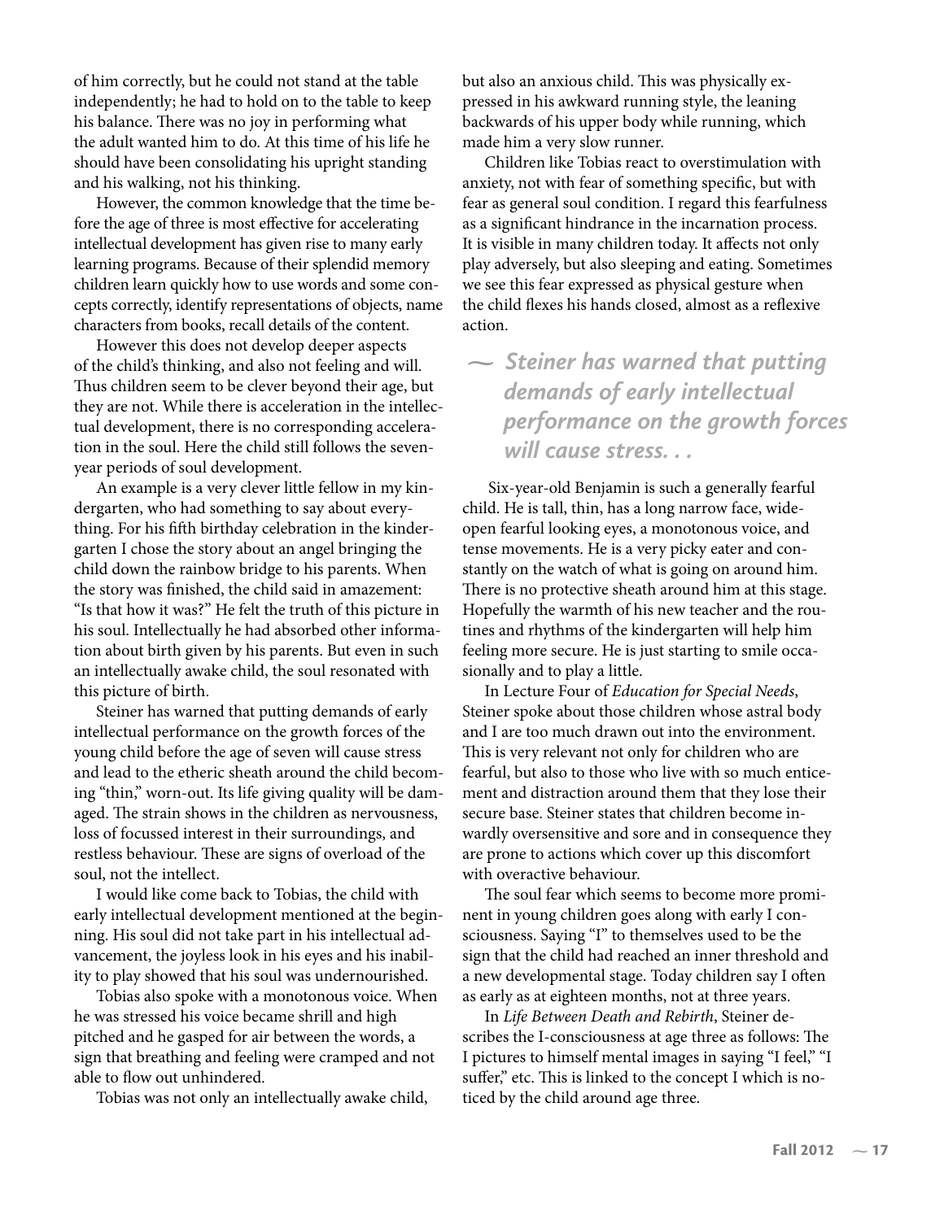of him correctly, but he could not stand at the table independently; he had to hold on to the table to keep his balance. There was no joy in performing what the adult wanted him to do. At this time of his life he should have been consolidating his upright standing and his walking, not his thinking.

However, the common knowledge that the time before the age of three is most effective for accelerating intellectual development has given rise to many early learning programs. Because of their splendid memory children learn quickly how to use words and some concepts correctly, identify representations of objects, name characters from books, recall details of the content.

However this does not develop deeper aspects of the child's thinking, and also not feeling and will. Thus children seem to be clever beyond their age, but they are not. While there is acceleration in the intellectual development, there is no corresponding acceleration in the soul. Here the child still follows the seven-year periods of soul development.

An example is a very clever little fellow in my kindergarten, who had something to say about everything. For his fifth birthday celebration in the kindergarten I chose the story about an angel bringing the child down the rainbow bridge to his parents. When the story was finished, the child said in amazement: "Is that how it was?" He felt the truth of this picture in his soul. Intellectually he had absorbed other information about birth given by his parents. But even in such an intellectually awake child, the soul resonated with this picture of birth.

Steiner has warned that putting demands of early intellectual performance on the growth forces of the young child before the age of seven will cause stress and lead to the etheric sheath around the child becoming "thin," worn-out. Its life giving quality will be damaged. The strain shows in the children as nervousness, loss of focussed interest in their surroundings, and restless behaviour. These are signs of overload of the soul, not the intellect.

I would like come back to Tobias, the child with early intellectual development mentioned at the beginning. His soul did not take part in his intellectual advancement, the joyless look in his eyes and his inability to play showed that his soul was undernourished.

Tobias also spoke with a monotonous voice. When he was stressed his voice became shrill and high pitched and he gasped for air between the words, a sign that breathing and feeling were cramped and not able to flow out unhindered.

Tobias was not only an intellectually awake child, but also an anxious child. This was physically expressed in his awkward running style, the leaning backwards of his upper body while running, which made him a very slow runner.

Children like Tobias react to overstimulation with anxiety, not with fear of something specific, but with fear as general soul condition. I regard this fearfulness as a significant hindrance in the incarnation process. It is visible in many children today. It affects not only play adversely, but also sleeping and eating. Sometimes we see this fear expressed as physical gesture when the child flexes his hands closed, almost as a reflexive action.

> ~ ***Steiner has warned that putting demands of early intellectual performance on the growth forces will cause stress. . .***

Six-year-old Benjamin is such a generally fearful child. He is tall, thin, has a long narrow face, wide-open fearful looking eyes, a monotonous voice, and tense movements. He is a very picky eater and constantly on the watch of what is going on around him. There is no protective sheath around him at this stage. Hopefully the warmth of his new teacher and the routines and rhythms of the kindergarten will help him feeling more secure. He is just starting to smile occasionally and to play a little.

In Lecture Four of *Education for Special Needs*, Steiner spoke about those children whose astral body and I are too much drawn out into the environment. This is very relevant not only for children who are fearful, but also to those who live with so much enticement and distraction around them that they lose their secure base. Steiner states that children become inwardly oversensitive and sore and in consequence they are prone to actions which cover up this discomfort with overactive behaviour.

The soul fear which seems to become more prominent in young children goes along with early I consciousness. Saying "I" to themselves used to be the sign that the child had reached an inner threshold and a new developmental stage. Today children say I often as early as at eighteen months, not at three years.

In *Life Between Death and Rebirth*, Steiner describes the I-consciousness at age three as follows: The I pictures to himself mental images in saying "I feel," "I suffer," etc. This is linked to the concept I which is noticed by the child around age three.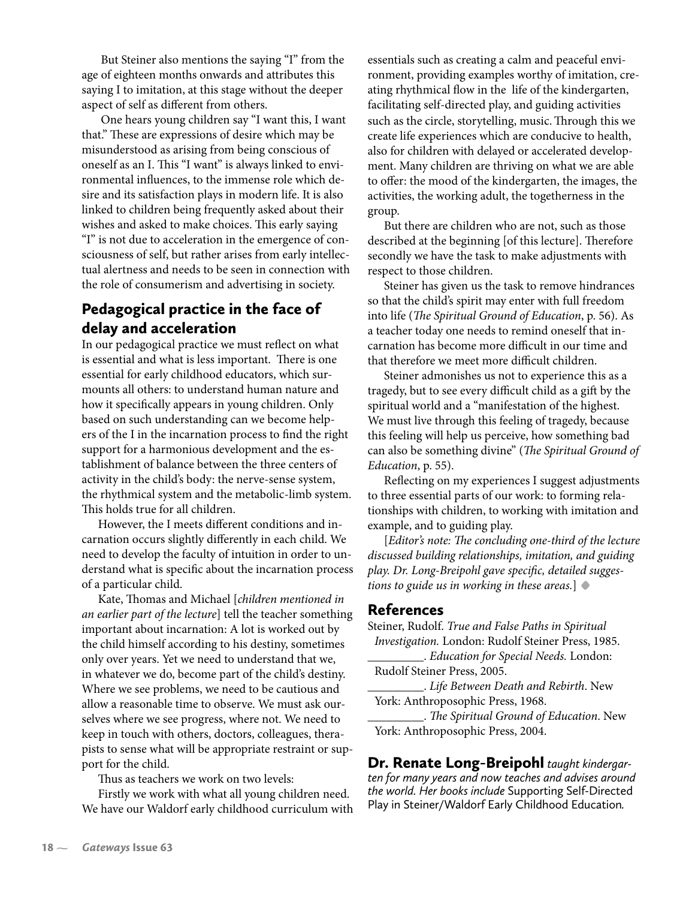But Steiner also mentions the saying "I" from the age of eighteen months onwards and attributes this saying I to imitation, at this stage without the deeper aspect of self as different from others.

One hears young children say "I want this, I want that." These are expressions of desire which may be misunderstood as arising from being conscious of oneself as an I. This "I want" is always linked to environmental influences, to the immense role which desire and its satisfaction plays in modern life. It is also linked to children being frequently asked about their wishes and asked to make choices. This early saying "I" is not due to acceleration in the emergence of consciousness of self, but rather arises from early intellectual alertness and needs to be seen in connection with the role of consumerism and advertising in society.

## Pedagogical practice in the face of delay and acceleration

In our pedagogical practice we must reflect on what is essential and what is less important. There is one essential for early childhood educators, which surmounts all others: to understand human nature and how it specifically appears in young children. Only based on such understanding can we become helpers of the I in the incarnation process to find the right support for a harmonious development and the establishment of balance between the three centers of activity in the child's body: the nerve-sense system, the rhythmical system and the metabolic-limb system. This holds true for all children.

However, the I meets different conditions and incarnation occurs slightly differently in each child. We need to develop the faculty of intuition in order to understand what is specific about the incarnation process of a particular child.

Kate, Thomas and Michael [*children mentioned in an earlier part of the lecture*] tell the teacher something important about incarnation: A lot is worked out by the child himself according to his destiny, sometimes only over years. Yet we need to understand that we, in whatever we do, become part of the child's destiny. Where we see problems, we need to be cautious and allow a reasonable time to observe. We must ask ourselves where we see progress, where not. We need to keep in touch with others, doctors, colleagues, therapists to sense what will be appropriate restraint or support for the child.

Thus as teachers we work on two levels:

Firstly we work with what all young children need. We have our Waldorf early childhood curriculum with essentials such as creating a calm and peaceful environment, providing examples worthy of imitation, creating rhythmical flow in the life of the kindergarten, facilitating self-directed play, and guiding activities such as the circle, storytelling, music. Through this we create life experiences which are conducive to health, also for children with delayed or accelerated development. Many children are thriving on what we are able to offer: the mood of the kindergarten, the images, the activities, the working adult, the togetherness in the group.

But there are children who are not, such as those described at the beginning [of this lecture]. Therefore secondly we have the task to make adjustments with respect to those children.

Steiner has given us the task to remove hindrances so that the child's spirit may enter with full freedom into life (*The Spiritual Ground of Education*, p. 56). As a teacher today one needs to remind oneself that incarnation has become more difficult in our time and that therefore we meet more difficult children.

Steiner admonishes us not to experience this as a tragedy, but to see every difficult child as a gift by the spiritual world and a "manifestation of the highest. We must live through this feeling of tragedy, because this feeling will help us perceive, how something bad can also be something divine" (*The Spiritual Ground of Education*, p. 55).

Reflecting on my experiences I suggest adjustments to three essential parts of our work: to forming relationships with children, to working with imitation and example, and to guiding play.

[*Editor's note: The concluding one-third of the lecture discussed building relationships, imitation, and guiding play. Dr. Long-Breipohl gave specific, detailed suggestions to guide us in working in these areas.*] ◆

## References

Steiner, Rudolf. *True and False Paths in Spiritual Investigation.* London: Rudolf Steiner Press, 1985.

_________. *Education for Special Needs.* London: Rudolf Steiner Press, 2005.

_________. *Life Between Death and Rebirth*. New York: Anthroposophic Press, 1968.

_________. *The Spiritual Ground of Education*. New York: Anthroposophic Press, 2004.

**Dr. Renate Long-Breipohl** *taught kindergarten for many years and now teaches and advises around the world. Her books include* Supporting Self-Directed Play in Steiner/Waldorf Early Childhood Education*.*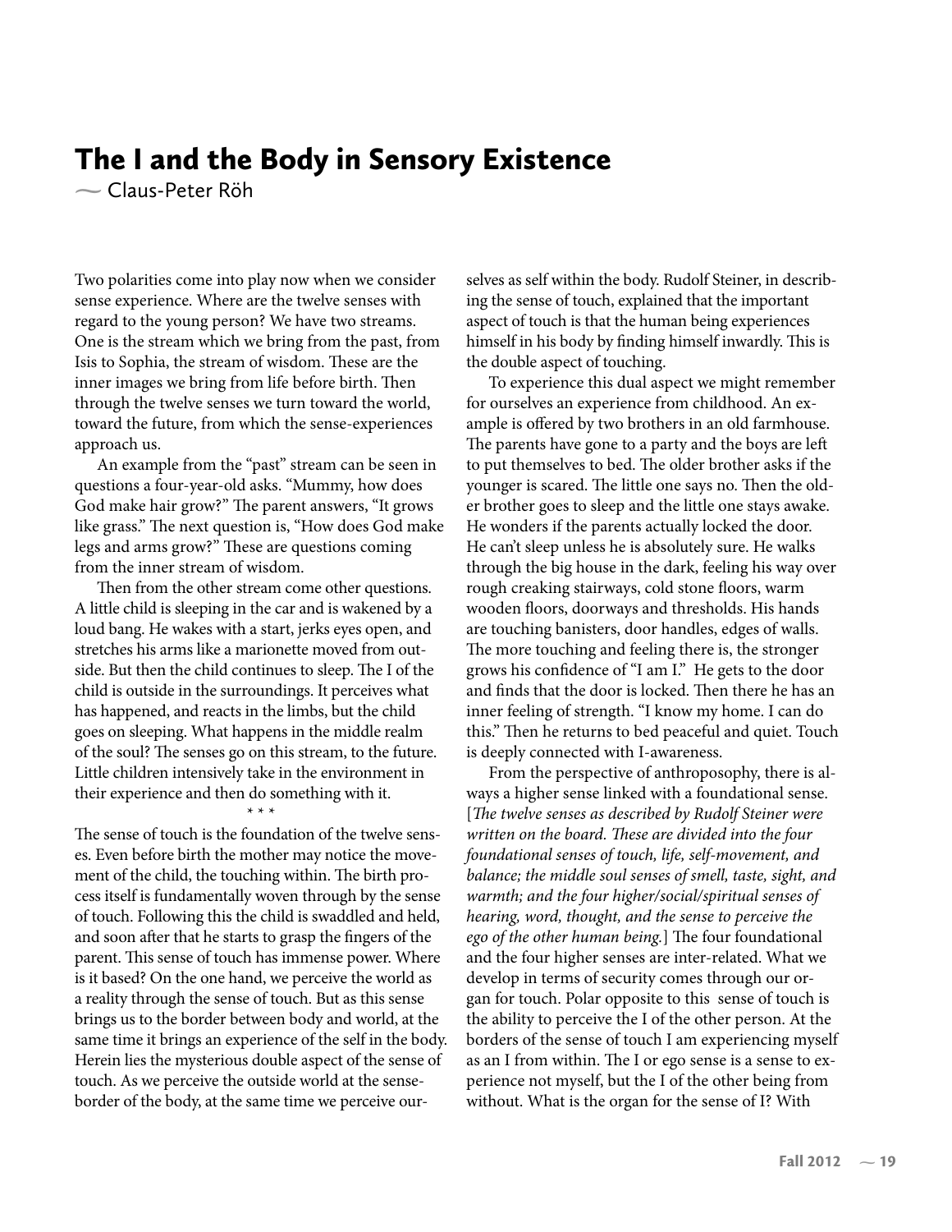# The I and the Body in Sensory Existence

— Claus-Peter Röh

Two polarities come into play now when we consider sense experience. Where are the twelve senses with regard to the young person? We have two streams. One is the stream which we bring from the past, from Isis to Sophia, the stream of wisdom. These are the inner images we bring from life before birth. Then through the twelve senses we turn toward the world, toward the future, from which the sense-experiences approach us.

An example from the "past" stream can be seen in questions a four-year-old asks. "Mummy, how does God make hair grow?" The parent answers, "It grows like grass." The next question is, "How does God make legs and arms grow?" These are questions coming from the inner stream of wisdom.

Then from the other stream come other questions. A little child is sleeping in the car and is wakened by a loud bang. He wakes with a start, jerks eyes open, and stretches his arms like a marionette moved from outside. But then the child continues to sleep. The I of the child is outside in the surroundings. It perceives what has happened, and reacts in the limbs, but the child goes on sleeping. What happens in the middle realm of the soul? The senses go on this stream, to the future. Little children intensively take in the environment in their experience and then do something with it.

\* \* \*

The sense of touch is the foundation of the twelve senses. Even before birth the mother may notice the movement of the child, the touching within. The birth process itself is fundamentally woven through by the sense of touch. Following this the child is swaddled and held, and soon after that he starts to grasp the fingers of the parent. This sense of touch has immense power. Where is it based? On the one hand, we perceive the world as a reality through the sense of touch. But as this sense brings us to the border between body and world, at the same time it brings an experience of the self in the body. Herein lies the mysterious double aspect of the sense of touch. As we perceive the outside world at the sense-border of the body, at the same time we perceive ourselves as self within the body. Rudolf Steiner, in describing the sense of touch, explained that the important aspect of touch is that the human being experiences himself in his body by finding himself inwardly. This is the double aspect of touching.

To experience this dual aspect we might remember for ourselves an experience from childhood. An example is offered by two brothers in an old farmhouse. The parents have gone to a party and the boys are left to put themselves to bed. The older brother asks if the younger is scared. The little one says no. Then the older brother goes to sleep and the little one stays awake. He wonders if the parents actually locked the door. He can't sleep unless he is absolutely sure. He walks through the big house in the dark, feeling his way over rough creaking stairways, cold stone floors, warm wooden floors, doorways and thresholds. His hands are touching banisters, door handles, edges of walls. The more touching and feeling there is, the stronger grows his confidence of "I am I." He gets to the door and finds that the door is locked. Then there he has an inner feeling of strength. "I know my home. I can do this." Then he returns to bed peaceful and quiet. Touch is deeply connected with I-awareness.

From the perspective of anthroposophy, there is always a higher sense linked with a foundational sense. [*The twelve senses as described by Rudolf Steiner were written on the board. These are divided into the four foundational senses of touch, life, self-movement, and balance; the middle soul senses of smell, taste, sight, and warmth; and the four higher/social/spiritual senses of hearing, word, thought, and the sense to perceive the ego of the other human being.*] The four foundational and the four higher senses are inter-related. What we develop in terms of security comes through our organ for touch. Polar opposite to this sense of touch is the ability to perceive the I of the other person. At the borders of the sense of touch I am experiencing myself as an I from within. The I or ego sense is a sense to experience not myself, but the I of the other being from without. What is the organ for the sense of I? With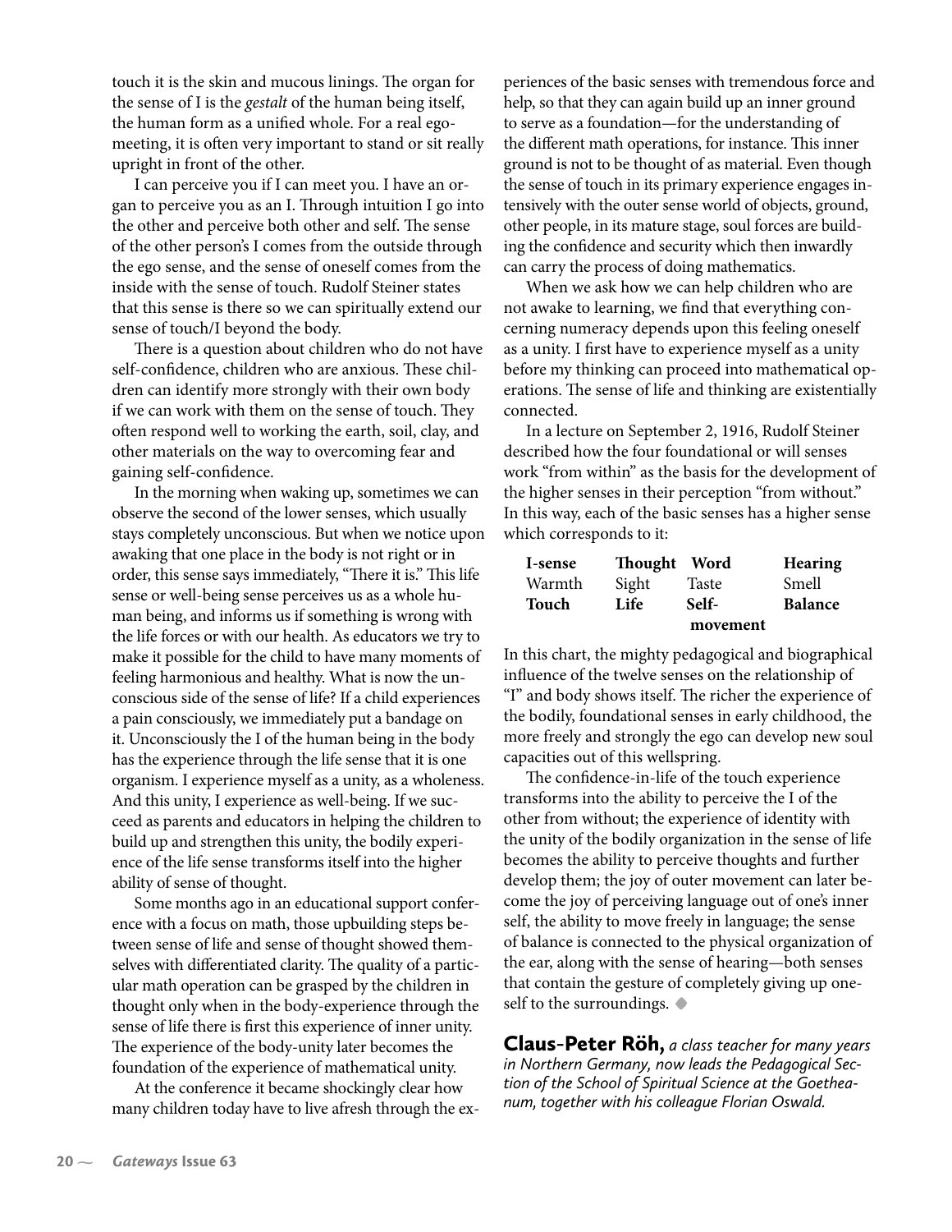touch it is the skin and mucous linings. The organ for the sense of I is the *gestalt* of the human being itself, the human form as a unified whole. For a real ego-meeting, it is often very important to stand or sit really upright in front of the other.

I can perceive you if I can meet you. I have an organ to perceive you as an I. Through intuition I go into the other and perceive both other and self. The sense of the other person's I comes from the outside through the ego sense, and the sense of oneself comes from the inside with the sense of touch. Rudolf Steiner states that this sense is there so we can spiritually extend our sense of touch/I beyond the body.

There is a question about children who do not have self-confidence, children who are anxious. These children can identify more strongly with their own body if we can work with them on the sense of touch. They often respond well to working the earth, soil, clay, and other materials on the way to overcoming fear and gaining self-confidence.

In the morning when waking up, sometimes we can observe the second of the lower senses, which usually stays completely unconscious. But when we notice upon awaking that one place in the body is not right or in order, this sense says immediately, "There it is." This life sense or well-being sense perceives us as a whole human being, and informs us if something is wrong with the life forces or with our health. As educators we try to make it possible for the child to have many moments of feeling harmonious and healthy. What is now the unconscious side of the sense of life? If a child experiences a pain consciously, we immediately put a bandage on it. Unconsciously the I of the human being in the body has the experience through the life sense that it is one organism. I experience myself as a unity, as a wholeness. And this unity, I experience as well-being. If we succeed as parents and educators in helping the children to build up and strengthen this unity, the bodily experience of the life sense transforms itself into the higher ability of sense of thought.

Some months ago in an educational support conference with a focus on math, those upbuilding steps between sense of life and sense of thought showed themselves with differentiated clarity. The quality of a particular math operation can be grasped by the children in thought only when in the body-experience through the sense of life there is first this experience of inner unity. The experience of the body-unity later becomes the foundation of the experience of mathematical unity.

At the conference it became shockingly clear how many children today have to live afresh through the experiences of the basic senses with tremendous force and help, so that they can again build up an inner ground to serve as a foundation—for the understanding of the different math operations, for instance. This inner ground is not to be thought of as material. Even though the sense of touch in its primary experience engages intensively with the outer sense world of objects, ground, other people, in its mature stage, soul forces are building the confidence and security which then inwardly can carry the process of doing mathematics.

When we ask how we can help children who are not awake to learning, we find that everything concerning numeracy depends upon this feeling oneself as a unity. I first have to experience myself as a unity before my thinking can proceed into mathematical operations. The sense of life and thinking are existentially connected.

In a lecture on September 2, 1916, Rudolf Steiner described how the four foundational or will senses work "from within" as the basis for the development of the higher senses in their perception "from without." In this way, each of the basic senses has a higher sense which corresponds to it:

| **I-sense** | **Thought** | **Word** | **Hearing** |
|---|---|---|---|
| Warmth | Sight | Taste | Smell |
| **Touch** | **Life** | **Self-movement** | **Balance** |

In this chart, the mighty pedagogical and biographical influence of the twelve senses on the relationship of "I" and body shows itself. The richer the experience of the bodily, foundational senses in early childhood, the more freely and strongly the ego can develop new soul capacities out of this wellspring.

The confidence-in-life of the touch experience transforms into the ability to perceive the I of the other from without; the experience of identity with the unity of the bodily organization in the sense of life becomes the ability to perceive thoughts and further develop them; the joy of outer movement can later become the joy of perceiving language out of one's inner self, the ability to move freely in language; the sense of balance is connected to the physical organization of the ear, along with the sense of hearing—both senses that contain the gesture of completely giving up oneself to the surroundings. ◆

**Claus-Peter Röh,** *a class teacher for many years in Northern Germany, now leads the Pedagogical Section of the School of Spiritual Science at the Goetheanum, together with his colleague Florian Oswald.*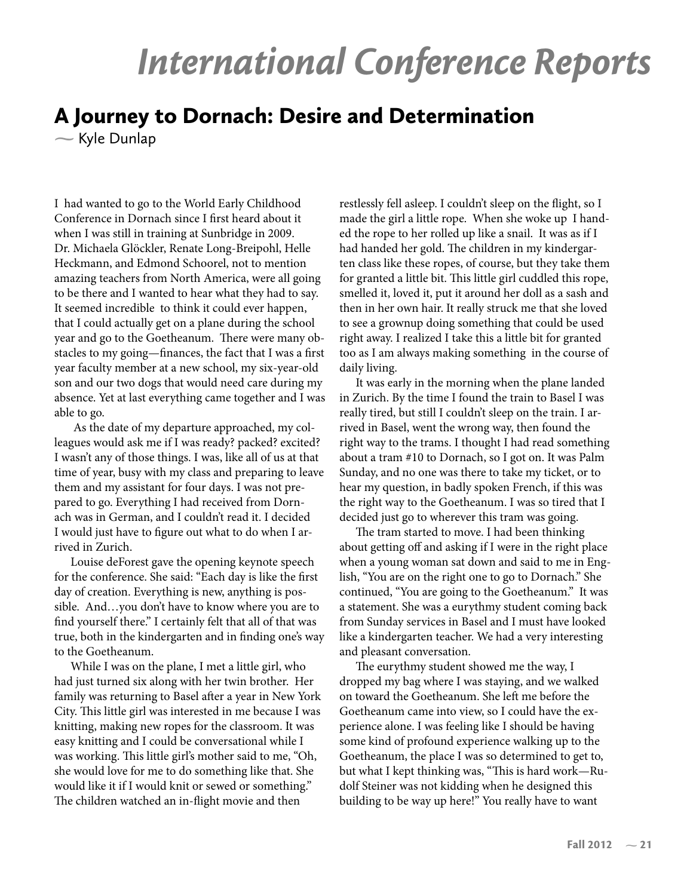# International Conference Reports

## A Journey to Dornach: Desire and Determination

~ Kyle Dunlap

I had wanted to go to the World Early Childhood Conference in Dornach since I first heard about it when I was still in training at Sunbridge in 2009. Dr. Michaela Glöckler, Renate Long-Breipohl, Helle Heckmann, and Edmond Schoorel, not to mention amazing teachers from North America, were all going to be there and I wanted to hear what they had to say. It seemed incredible to think it could ever happen, that I could actually get on a plane during the school year and go to the Goetheanum. There were many obstacles to my going—finances, the fact that I was a first year faculty member at a new school, my six-year-old son and our two dogs that would need care during my absence. Yet at last everything came together and I was able to go.

As the date of my departure approached, my colleagues would ask me if I was ready? packed? excited? I wasn't any of those things. I was, like all of us at that time of year, busy with my class and preparing to leave them and my assistant for four days. I was not prepared to go. Everything I had received from Dornach was in German, and I couldn't read it. I decided I would just have to figure out what to do when I arrived in Zurich.

Louise deForest gave the opening keynote speech for the conference. She said: "Each day is like the first day of creation. Everything is new, anything is possible. And…you don't have to know where you are to find yourself there." I certainly felt that all of that was true, both in the kindergarten and in finding one's way to the Goetheanum.

While I was on the plane, I met a little girl, who had just turned six along with her twin brother. Her family was returning to Basel after a year in New York City. This little girl was interested in me because I was knitting, making new ropes for the classroom. It was easy knitting and I could be conversational while I was working. This little girl's mother said to me, "Oh, she would love for me to do something like that. She would like it if I would knit or sewed or something." The children watched an in-flight movie and then restlessly fell asleep. I couldn't sleep on the flight, so I made the girl a little rope. When she woke up I handed the rope to her rolled up like a snail. It was as if I had handed her gold. The children in my kindergarten class like these ropes, of course, but they take them for granted a little bit. This little girl cuddled this rope, smelled it, loved it, put it around her doll as a sash and then in her own hair. It really struck me that she loved to see a grownup doing something that could be used right away. I realized I take this a little bit for granted too as I am always making something in the course of daily living.

It was early in the morning when the plane landed in Zurich. By the time I found the train to Basel I was really tired, but still I couldn't sleep on the train. I arrived in Basel, went the wrong way, then found the right way to the trams. I thought I had read something about a tram #10 to Dornach, so I got on. It was Palm Sunday, and no one was there to take my ticket, or to hear my question, in badly spoken French, if this was the right way to the Goetheanum. I was so tired that I decided just go to wherever this tram was going.

The tram started to move. I had been thinking about getting off and asking if I were in the right place when a young woman sat down and said to me in English, "You are on the right one to go to Dornach." She continued, "You are going to the Goetheanum." It was a statement. She was a eurythmy student coming back from Sunday services in Basel and I must have looked like a kindergarten teacher. We had a very interesting and pleasant conversation.

The eurythmy student showed me the way, I dropped my bag where I was staying, and we walked on toward the Goetheanum. She left me before the Goetheanum came into view, so I could have the experience alone. I was feeling like I should be having some kind of profound experience walking up to the Goetheanum, the place I was so determined to get to, but what I kept thinking was, "This is hard work—Rudolf Steiner was not kidding when he designed this building to be way up here!" You really have to want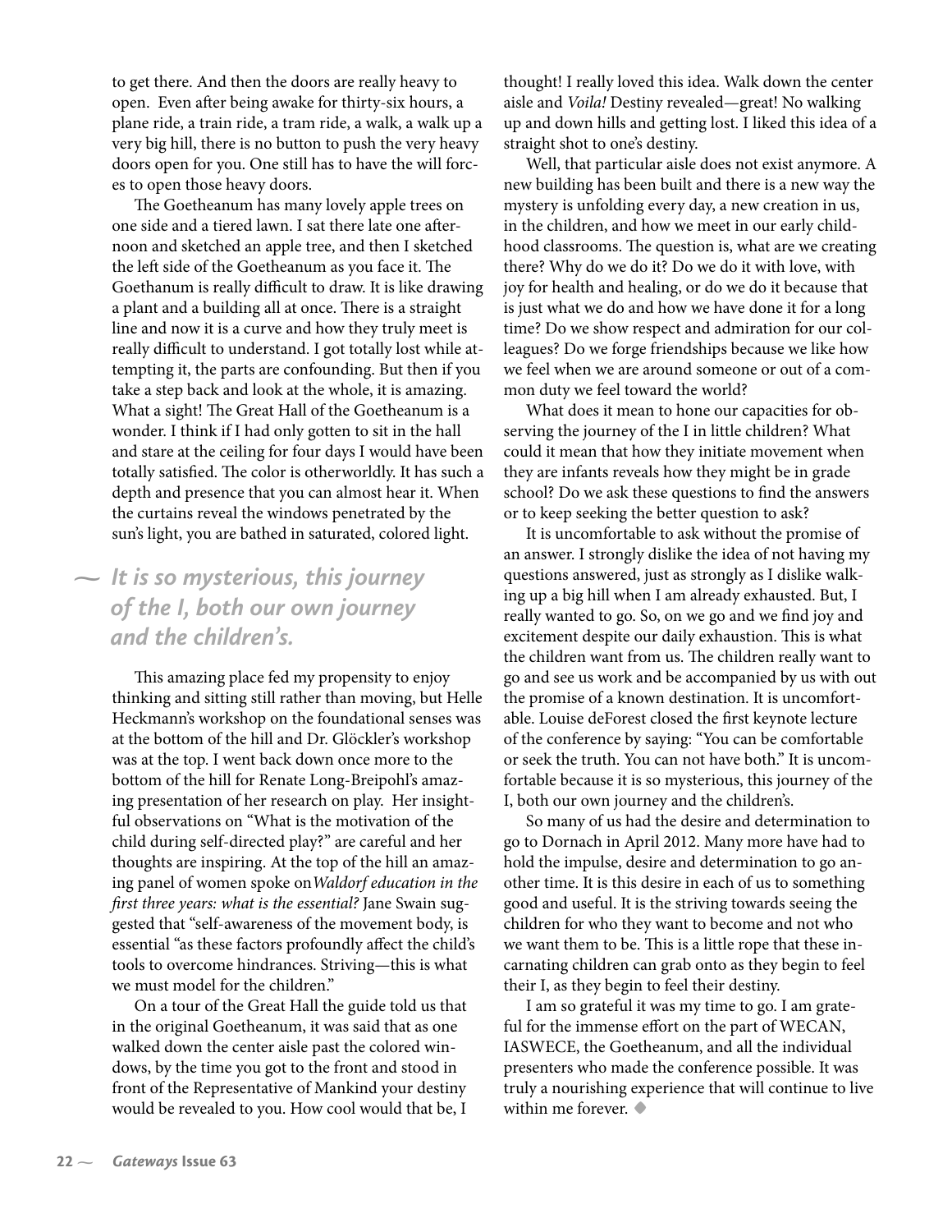to get there. And then the doors are really heavy to open. Even after being awake for thirty-six hours, a plane ride, a train ride, a tram ride, a walk, a walk up a very big hill, there is no button to push the very heavy doors open for you. One still has to have the will forces to open those heavy doors.

The Goetheanum has many lovely apple trees on one side and a tiered lawn. I sat there late one afternoon and sketched an apple tree, and then I sketched the left side of the Goetheanum as you face it. The Goethanum is really difficult to draw. It is like drawing a plant and a building all at once. There is a straight line and now it is a curve and how they truly meet is really difficult to understand. I got totally lost while attempting it, the parts are confounding. But then if you take a step back and look at the whole, it is amazing. What a sight! The Great Hall of the Goetheanum is a wonder. I think if I had only gotten to sit in the hall and stare at the ceiling for four days I would have been totally satisfied. The color is otherworldly. It has such a depth and presence that you can almost hear it. When the curtains reveal the windows penetrated by the sun's light, you are bathed in saturated, colored light.

> ***It is so mysterious, this journey of the I, both our own journey and the children's.***

This amazing place fed my propensity to enjoy thinking and sitting still rather than moving, but Helle Heckmann's workshop on the foundational senses was at the bottom of the hill and Dr. Glöckler's workshop was at the top. I went back down once more to the bottom of the hill for Renate Long-Breipohl's amazing presentation of her research on play. Her insightful observations on "What is the motivation of the child during self-directed play?" are careful and her thoughts are inspiring. At the top of the hill an amazing panel of women spoke on *Waldorf education in the first three years: what is the essential?* Jane Swain suggested that "self-awareness of the movement body, is essential "as these factors profoundly affect the child's tools to overcome hindrances. Striving—this is what we must model for the children."

On a tour of the Great Hall the guide told us that in the original Goetheanum, it was said that as one walked down the center aisle past the colored windows, by the time you got to the front and stood in front of the Representative of Mankind your destiny would be revealed to you. How cool would that be, I thought! I really loved this idea. Walk down the center aisle and *Voila!* Destiny revealed—great! No walking up and down hills and getting lost. I liked this idea of a straight shot to one's destiny.

Well, that particular aisle does not exist anymore. A new building has been built and there is a new way the mystery is unfolding every day, a new creation in us, in the children, and how we meet in our early childhood classrooms. The question is, what are we creating there? Why do we do it? Do we do it with love, with joy for health and healing, or do we do it because that is just what we do and how we have done it for a long time? Do we show respect and admiration for our colleagues? Do we forge friendships because we like how we feel when we are around someone or out of a common duty we feel toward the world?

What does it mean to hone our capacities for observing the journey of the I in little children? What could it mean that how they initiate movement when they are infants reveals how they might be in grade school? Do we ask these questions to find the answers or to keep seeking the better question to ask?

It is uncomfortable to ask without the promise of an answer. I strongly dislike the idea of not having my questions answered, just as strongly as I dislike walking up a big hill when I am already exhausted. But, I really wanted to go. So, on we go and we find joy and excitement despite our daily exhaustion. This is what the children want from us. The children really want to go and see us work and be accompanied by us with out the promise of a known destination. It is uncomfortable. Louise deForest closed the first keynote lecture of the conference by saying: "You can be comfortable or seek the truth. You can not have both." It is uncomfortable because it is so mysterious, this journey of the I, both our own journey and the children's.

So many of us had the desire and determination to go to Dornach in April 2012. Many more have had to hold the impulse, desire and determination to go another time. It is this desire in each of us to something good and useful. It is the striving towards seeing the children for who they want to become and not who we want them to be. This is a little rope that these incarnating children can grab onto as they begin to feel their I, as they begin to feel their destiny.

I am so grateful it was my time to go. I am grateful for the immense effort on the part of WECAN, IASWECE, the Goetheanum, and all the individual presenters who made the conference possible. It was truly a nourishing experience that will continue to live within me forever. ◆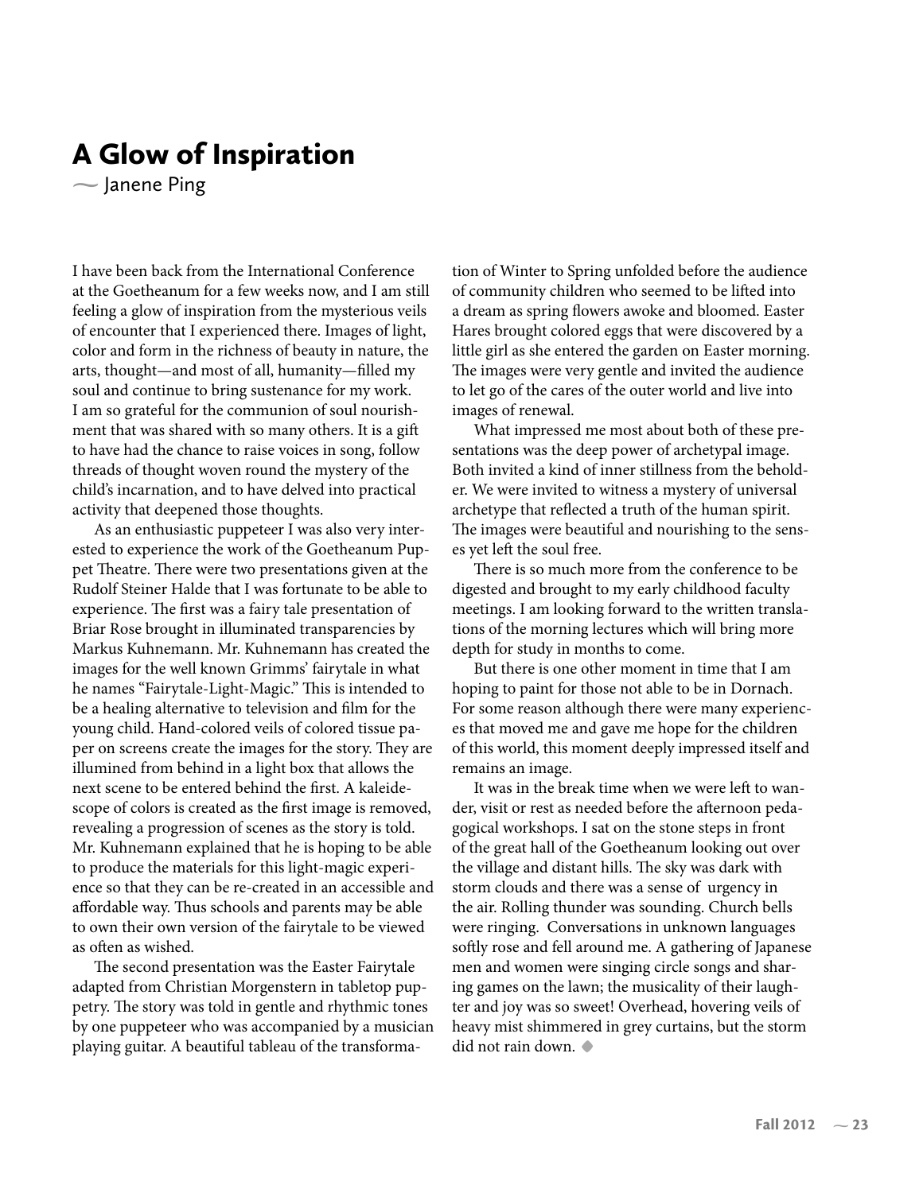# A Glow of Inspiration

— Janene Ping

I have been back from the International Conference at the Goetheanum for a few weeks now, and I am still feeling a glow of inspiration from the mysterious veils of encounter that I experienced there. Images of light, color and form in the richness of beauty in nature, the arts, thought—and most of all, humanity—filled my soul and continue to bring sustenance for my work. I am so grateful for the communion of soul nourishment that was shared with so many others. It is a gift to have had the chance to raise voices in song, follow threads of thought woven round the mystery of the child's incarnation, and to have delved into practical activity that deepened those thoughts.

As an enthusiastic puppeteer I was also very interested to experience the work of the Goetheanum Puppet Theatre. There were two presentations given at the Rudolf Steiner Halde that I was fortunate to be able to experience. The first was a fairy tale presentation of Briar Rose brought in illuminated transparencies by Markus Kuhnemann. Mr. Kuhnemann has created the images for the well known Grimms' fairytale in what he names "Fairytale-Light-Magic." This is intended to be a healing alternative to television and film for the young child. Hand-colored veils of colored tissue paper on screens create the images for the story. They are illumined from behind in a light box that allows the next scene to be entered behind the first. A kaleidescope of colors is created as the first image is removed, revealing a progression of scenes as the story is told. Mr. Kuhnemann explained that he is hoping to be able to produce the materials for this light-magic experience so that they can be re-created in an accessible and affordable way. Thus schools and parents may be able to own their own version of the fairytale to be viewed as often as wished.

The second presentation was the Easter Fairytale adapted from Christian Morgenstern in tabletop puppetry. The story was told in gentle and rhythmic tones by one puppeteer who was accompanied by a musician playing guitar. A beautiful tableau of the transformation of Winter to Spring unfolded before the audience of community children who seemed to be lifted into a dream as spring flowers awoke and bloomed. Easter Hares brought colored eggs that were discovered by a little girl as she entered the garden on Easter morning. The images were very gentle and invited the audience to let go of the cares of the outer world and live into images of renewal.

What impressed me most about both of these presentations was the deep power of archetypal image. Both invited a kind of inner stillness from the beholder. We were invited to witness a mystery of universal archetype that reflected a truth of the human spirit. The images were beautiful and nourishing to the senses yet left the soul free.

There is so much more from the conference to be digested and brought to my early childhood faculty meetings. I am looking forward to the written translations of the morning lectures which will bring more depth for study in months to come.

But there is one other moment in time that I am hoping to paint for those not able to be in Dornach. For some reason although there were many experiences that moved me and gave me hope for the children of this world, this moment deeply impressed itself and remains an image.

It was in the break time when we were left to wander, visit or rest as needed before the afternoon pedagogical workshops. I sat on the stone steps in front of the great hall of the Goetheanum looking out over the village and distant hills. The sky was dark with storm clouds and there was a sense of urgency in the air. Rolling thunder was sounding. Church bells were ringing. Conversations in unknown languages softly rose and fell around me. A gathering of Japanese men and women were singing circle songs and sharing games on the lawn; the musicality of their laughter and joy was so sweet! Overhead, hovering veils of heavy mist shimmered in grey curtains, but the storm did not rain down. ◆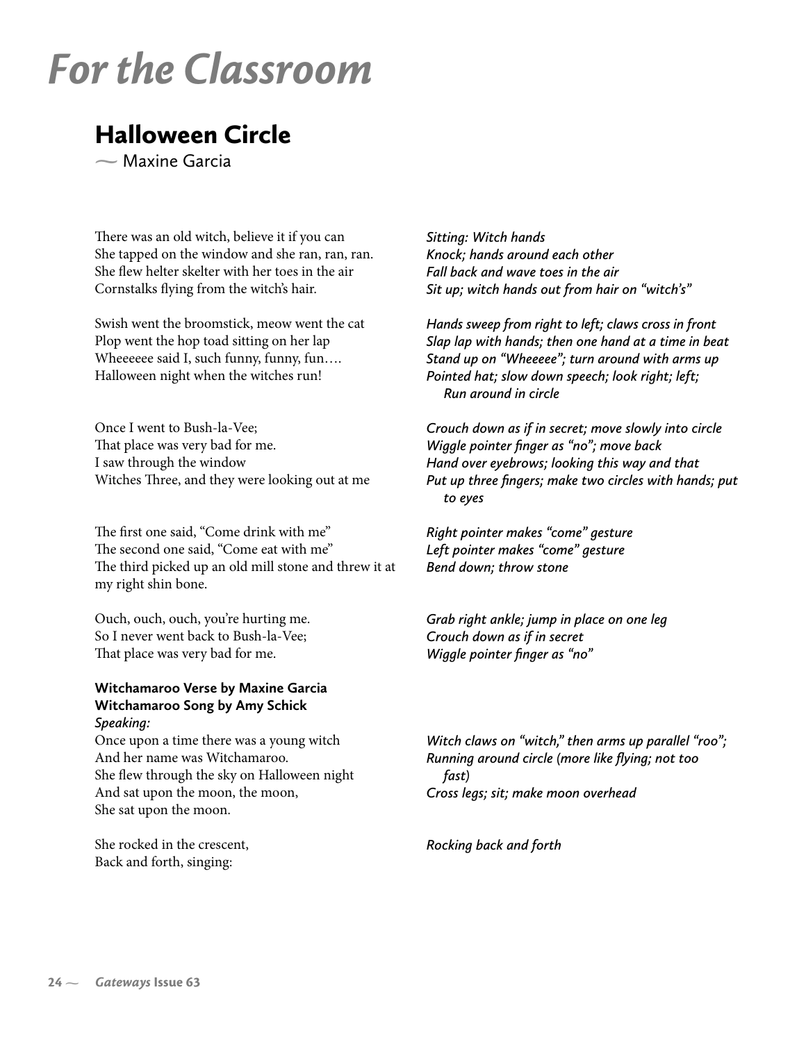# For the Classroom

## Halloween Circle

~ Maxine Garcia

| | |
|---|---|
| There was an old witch, believe it if you can | *Sitting: Witch hands* |
| She tapped on the window and she ran, ran, ran. | *Knock; hands around each other* |
| She flew helter skelter with her toes in the air | *Fall back and wave toes in the air* |
| Cornstalks flying from the witch's hair. | *Sit up; witch hands out from hair on "witch's"* |
| | |
| Swish went the broomstick, meow went the cat | *Hands sweep from right to left; claws cross in front* |
| Plop went the hop toad sitting on her lap | *Slap lap with hands; then one hand at a time in beat* |
| Wheeeeee said I, such funny, funny, fun…. | *Stand up on "Wheeeee"; turn around with arms up* |
| Halloween night when the witches run! | *Pointed hat; slow down speech; look right; left; Run around in circle* |
| | |
| Once I went to Bush-la-Vee; | *Crouch down as if in secret; move slowly into circle* |
| That place was very bad for me. | *Wiggle pointer finger as "no"; move back* |
| I saw through the window | *Hand over eyebrows; looking this way and that* |
| Witches Three, and they were looking out at me | *Put up three fingers; make two circles with hands; put to eyes* |
| | |
| The first one said, "Come drink with me" | *Right pointer makes "come" gesture* |
| The second one said, "Come eat with me" | *Left pointer makes "come" gesture* |
| The third picked up an old mill stone and threw it at my right shin bone. | *Bend down; throw stone* |
| | |
| Ouch, ouch, ouch, you're hurting me. | *Grab right ankle; jump in place on one leg* |
| So I never went back to Bush-la-Vee; | *Crouch down as if in secret* |
| That place was very bad for me. | *Wiggle pointer finger as "no"* |

**Witchamaroo Verse by Maxine Garcia**
**Witchamaroo Song by Amy Schick**

*Speaking:*

| | |
|---|---|
| Once upon a time there was a young witch | *Witch claws on "witch," then arms up parallel "roo";* |
| And her name was Witchamaroo. | |
| She flew through the sky on Halloween night | *Running around circle (more like flying; not too fast)* |
| And sat upon the moon, the moon, | *Cross legs; sit; make moon overhead* |
| She sat upon the moon. | |
| | |
| She rocked in the crescent, | *Rocking back and forth* |
| Back and forth, singing: | |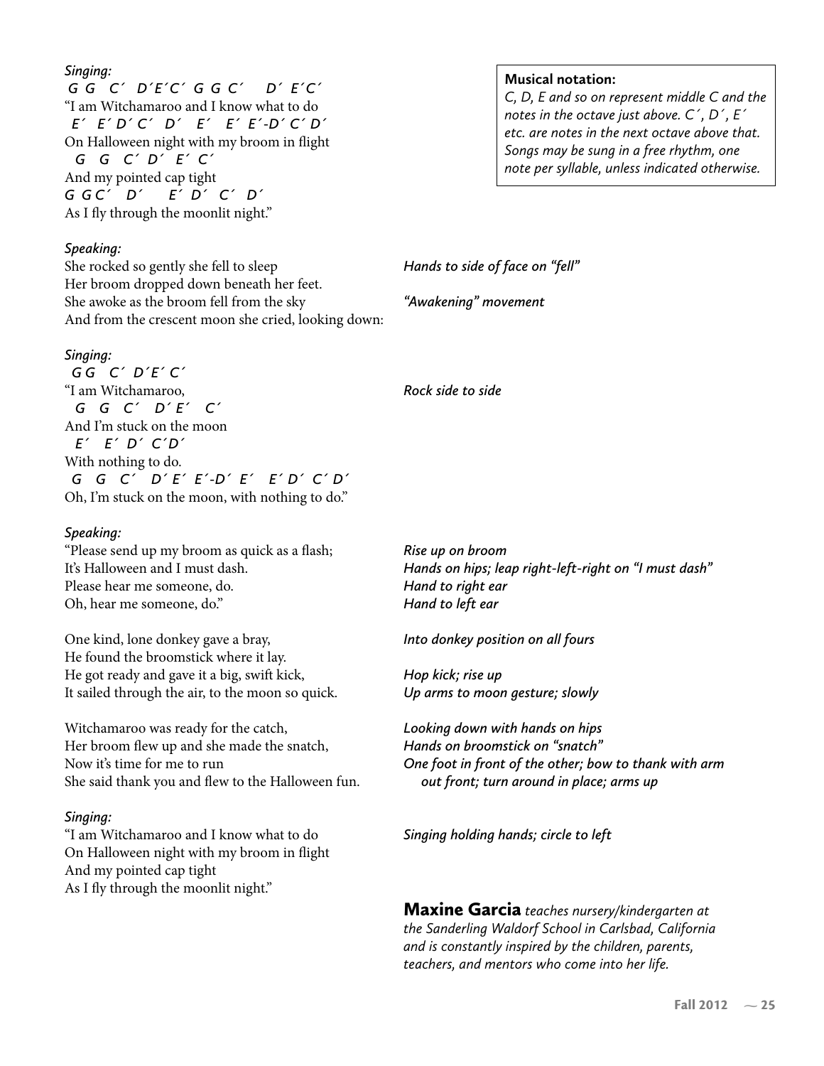*Singing:*

*G G C´ D´E´C´ G G C´ D´ E´C´*
"I am Witchamaroo and I know what to do
*E´ E´ D´ C´ D´ E´ E´ E´-D´ C´ D´*
On Halloween night with my broom in flight
*G G C´ D´ E´ C´*
And my pointed cap tight
*G G C´ D´ E´ D´ C´ D´*
As I fly through the moonlit night."

> **Musical notation:**
> *C, D, E and so on represent middle C and the notes in the octave just above. C´, D´, E´ etc. are notes in the next octave above that. Songs may be sung in a free rhythm, one note per syllable, unless indicated otherwise.*

*Speaking:*

She rocked so gently she fell to sleep — *Hands to side of face on "fell"*
Her broom dropped down beneath her feet.
She awoke as the broom fell from the sky — *"Awakening" movement*
And from the crescent moon she cried, looking down:

*Singing:*

*G G C´ D´E´ C´*
"I am Witchamaroo, — *Rock side to side*
*G G C´ D´ E´ C´*
And I'm stuck on the moon
*E´ E´ D´ C´D´*
With nothing to do.
*G G C´ D´ E´ E´-D´ E´ E´ D´ C´ D´*
Oh, I'm stuck on the moon, with nothing to do."

*Speaking:*

"Please send up my broom as quick as a flash; — *Rise up on broom*
It's Halloween and I must dash. — *Hands on hips; leap right-left-right on "I must dash"*
Please hear me someone, do. — *Hand to right ear*
Oh, hear me someone, do." — *Hand to left ear*

One kind, lone donkey gave a bray, — *Into donkey position on all fours*
He found the broomstick where it lay.
He got ready and gave it a big, swift kick, — *Hop kick; rise up*
It sailed through the air, to the moon so quick. — *Up arms to moon gesture; slowly*

Witchamaroo was ready for the catch, — *Looking down with hands on hips*
Her broom flew up and she made the snatch, — *Hands on broomstick on "snatch"*
Now it's time for me to run — *One foot in front of the other; bow to thank with arm out front; turn around in place; arms up*
She said thank you and flew to the Halloween fun.

*Singing:*

"I am Witchamaroo and I know what to do — *Singing holding hands; circle to left*
On Halloween night with my broom in flight
And my pointed cap tight
As I fly through the moonlit night."

**Maxine Garcia** *teaches nursery/kindergarten at the Sanderling Waldorf School in Carlsbad, California and is constantly inspired by the children, parents, teachers, and mentors who come into her life.*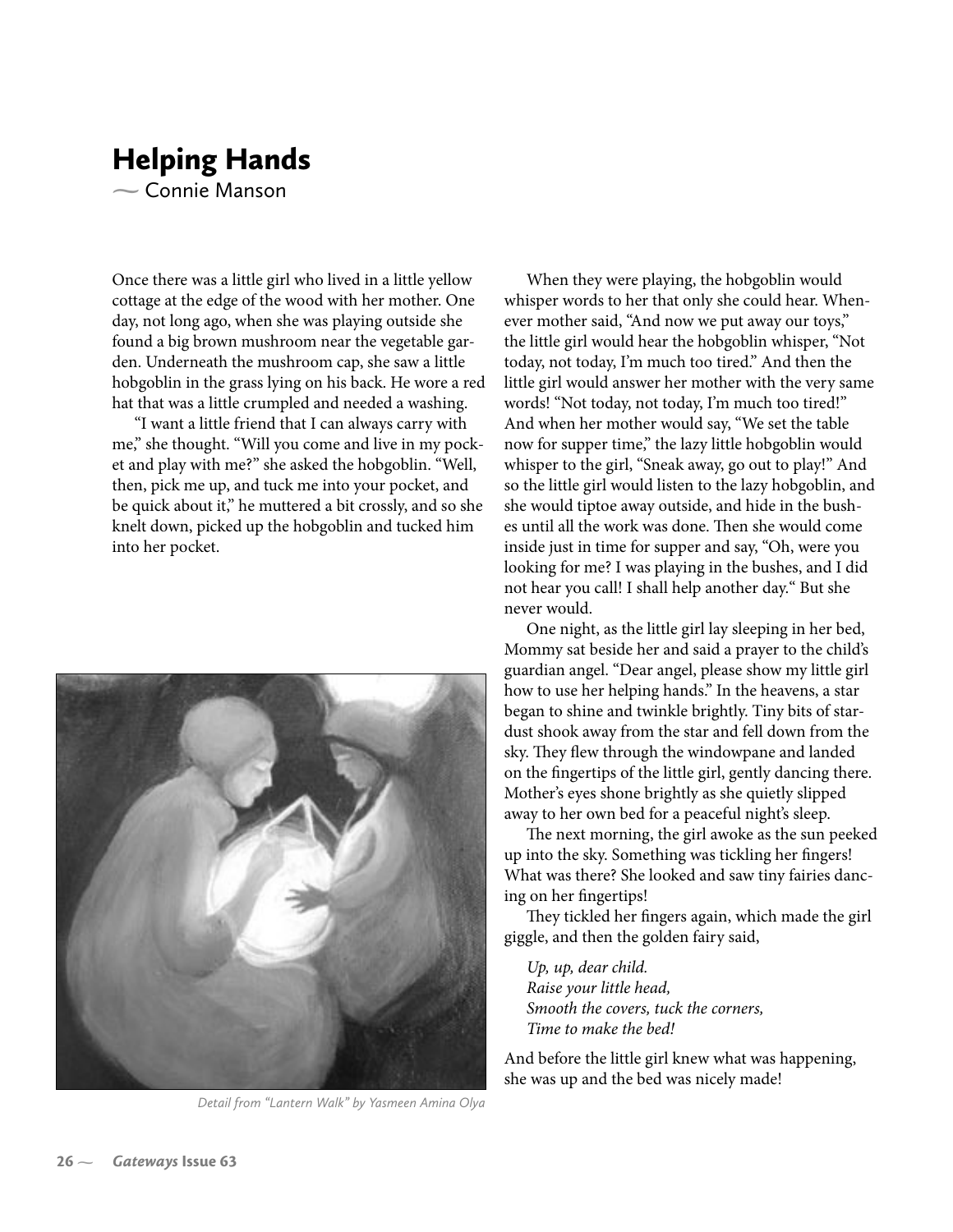# Helping Hands

~ Connie Manson

Once there was a little girl who lived in a little yellow cottage at the edge of the wood with her mother. One day, not long ago, when she was playing outside she found a big brown mushroom near the vegetable garden. Underneath the mushroom cap, she saw a little hobgoblin in the grass lying on his back. He wore a red hat that was a little crumpled and needed a washing.

"I want a little friend that I can always carry with me," she thought. "Will you come and live in my pocket and play with me?" she asked the hobgoblin. "Well, then, pick me up, and tuck me into your pocket, and be quick about it," he muttered a bit crossly, and so she knelt down, picked up the hobgoblin and tucked him into her pocket.

*Detail from "Lantern Walk" by Yasmeen Amina Olya*

When they were playing, the hobgoblin would whisper words to her that only she could hear. Whenever mother said, "And now we put away our toys," the little girl would hear the hobgoblin whisper, "Not today, not today, I'm much too tired." And then the little girl would answer her mother with the very same words! "Not today, not today, I'm much too tired!" And when her mother would say, "We set the table now for supper time," the lazy little hobgoblin would whisper to the girl, "Sneak away, go out to play!" And so the little girl would listen to the lazy hobgoblin, and she would tiptoe away outside, and hide in the bushes until all the work was done. Then she would come inside just in time for supper and say, "Oh, were you looking for me? I was playing in the bushes, and I did not hear you call! I shall help another day." But she never would.

One night, as the little girl lay sleeping in her bed, Mommy sat beside her and said a prayer to the child's guardian angel. "Dear angel, please show my little girl how to use her helping hands." In the heavens, a star began to shine and twinkle brightly. Tiny bits of stardust shook away from the star and fell down from the sky. They flew through the windowpane and landed on the fingertips of the little girl, gently dancing there. Mother's eyes shone brightly as she quietly slipped away to her own bed for a peaceful night's sleep.

The next morning, the girl awoke as the sun peeked up into the sky. Something was tickling her fingers! What was there? She looked and saw tiny fairies dancing on her fingertips!

They tickled her fingers again, which made the girl giggle, and then the golden fairy said,

*Up, up, dear child.*
*Raise your little head,*
*Smooth the covers, tuck the corners,*
*Time to make the bed!*

And before the little girl knew what was happening, she was up and the bed was nicely made!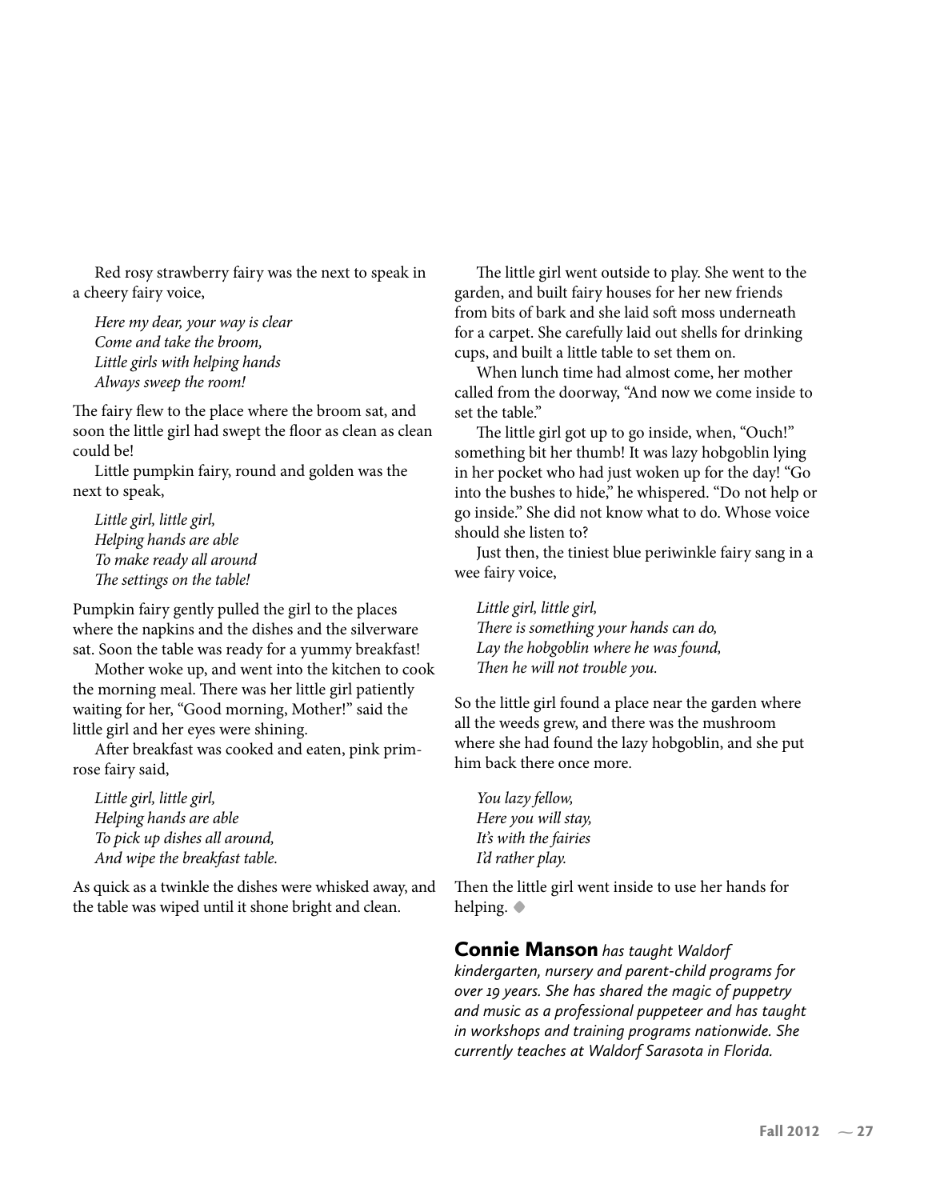Red rosy strawberry fairy was the next to speak in a cheery fairy voice,

*Here my dear, your way is clear*
*Come and take the broom,*
*Little girls with helping hands*
*Always sweep the room!*

The fairy flew to the place where the broom sat, and soon the little girl had swept the floor as clean as clean could be!

Little pumpkin fairy, round and golden was the next to speak,

*Little girl, little girl,*
*Helping hands are able*
*To make ready all around*
*The settings on the table!*

Pumpkin fairy gently pulled the girl to the places where the napkins and the dishes and the silverware sat. Soon the table was ready for a yummy breakfast!

Mother woke up, and went into the kitchen to cook the morning meal. There was her little girl patiently waiting for her, "Good morning, Mother!" said the little girl and her eyes were shining.

After breakfast was cooked and eaten, pink primrose fairy said,

*Little girl, little girl,*
*Helping hands are able*
*To pick up dishes all around,*
*And wipe the breakfast table.*

As quick as a twinkle the dishes were whisked away, and the table was wiped until it shone bright and clean.

The little girl went outside to play. She went to the garden, and built fairy houses for her new friends from bits of bark and she laid soft moss underneath for a carpet. She carefully laid out shells for drinking cups, and built a little table to set them on.

When lunch time had almost come, her mother called from the doorway, "And now we come inside to set the table."

The little girl got up to go inside, when, "Ouch!" something bit her thumb! It was lazy hobgoblin lying in her pocket who had just woken up for the day! "Go into the bushes to hide," he whispered. "Do not help or go inside." She did not know what to do. Whose voice should she listen to?

Just then, the tiniest blue periwinkle fairy sang in a wee fairy voice,

*Little girl, little girl,*
*There is something your hands can do,*
*Lay the hobgoblin where he was found,*
*Then he will not trouble you.*

So the little girl found a place near the garden where all the weeds grew, and there was the mushroom where she had found the lazy hobgoblin, and she put him back there once more.

*You lazy fellow,*
*Here you will stay,*
*It's with the fairies*
*I'd rather play.*

Then the little girl went inside to use her hands for helping. ◆

**Connie Manson** *has taught Waldorf kindergarten, nursery and parent-child programs for over 19 years. She has shared the magic of puppetry and music as a professional puppeteer and has taught in workshops and training programs nationwide. She currently teaches at Waldorf Sarasota in Florida.*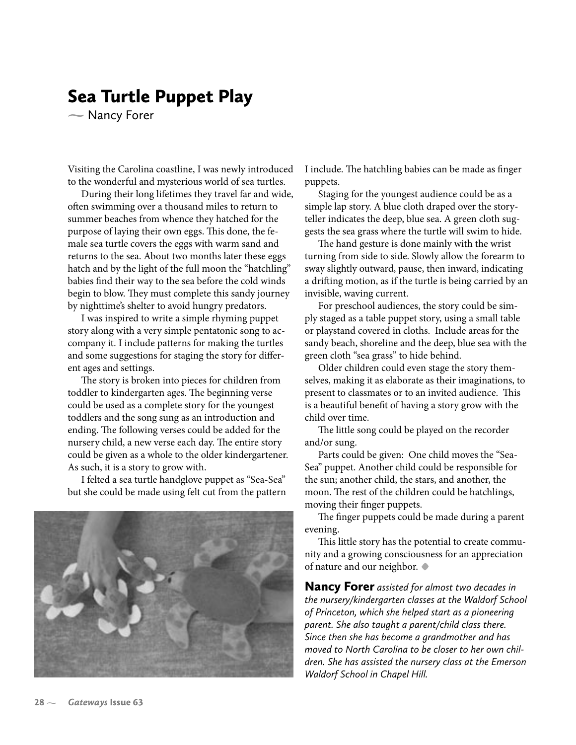# Sea Turtle Puppet Play

~ Nancy Forer

Visiting the Carolina coastline, I was newly introduced to the wonderful and mysterious world of sea turtles.

During their long lifetimes they travel far and wide, often swimming over a thousand miles to return to summer beaches from whence they hatched for the purpose of laying their own eggs. This done, the female sea turtle covers the eggs with warm sand and returns to the sea. About two months later these eggs hatch and by the light of the full moon the "hatchling" babies find their way to the sea before the cold winds begin to blow. They must complete this sandy journey by nighttime's shelter to avoid hungry predators.

I was inspired to write a simple rhyming puppet story along with a very simple pentatonic song to accompany it. I include patterns for making the turtles and some suggestions for staging the story for different ages and settings.

The story is broken into pieces for children from toddler to kindergarten ages. The beginning verse could be used as a complete story for the youngest toddlers and the song sung as an introduction and ending. The following verses could be added for the nursery child, a new verse each day. The entire story could be given as a whole to the older kindergartener. As such, it is a story to grow with.

I felted a sea turtle handglove puppet as "Sea-Sea" but she could be made using felt cut from the pattern I include. The hatchling babies can be made as finger puppets.

Staging for the youngest audience could be as a simple lap story. A blue cloth draped over the storyteller indicates the deep, blue sea. A green cloth suggests the sea grass where the turtle will swim to hide.

The hand gesture is done mainly with the wrist turning from side to side. Slowly allow the forearm to sway slightly outward, pause, then inward, indicating a drifting motion, as if the turtle is being carried by an invisible, waving current.

For preschool audiences, the story could be simply staged as a table puppet story, using a small table or playstand covered in cloths. Include areas for the sandy beach, shoreline and the deep, blue sea with the green cloth "sea grass" to hide behind.

Older children could even stage the story themselves, making it as elaborate as their imaginations, to present to classmates or to an invited audience. This is a beautiful benefit of having a story grow with the child over time.

The little song could be played on the recorder and/or sung.

Parts could be given: One child moves the "Sea-Sea" puppet. Another child could be responsible for the sun; another child, the stars, and another, the moon. The rest of the children could be hatchlings, moving their finger puppets.

The finger puppets could be made during a parent evening.

This little story has the potential to create community and a growing consciousness for an appreciation of nature and our neighbor. ◆

**Nancy Forer** *assisted for almost two decades in the nursery/kindergarten classes at the Waldorf School of Princeton, which she helped start as a pioneering parent. She also taught a parent/child class there. Since then she has become a grandmother and has moved to North Carolina to be closer to her own children. She has assisted the nursery class at the Emerson Waldorf School in Chapel Hill.*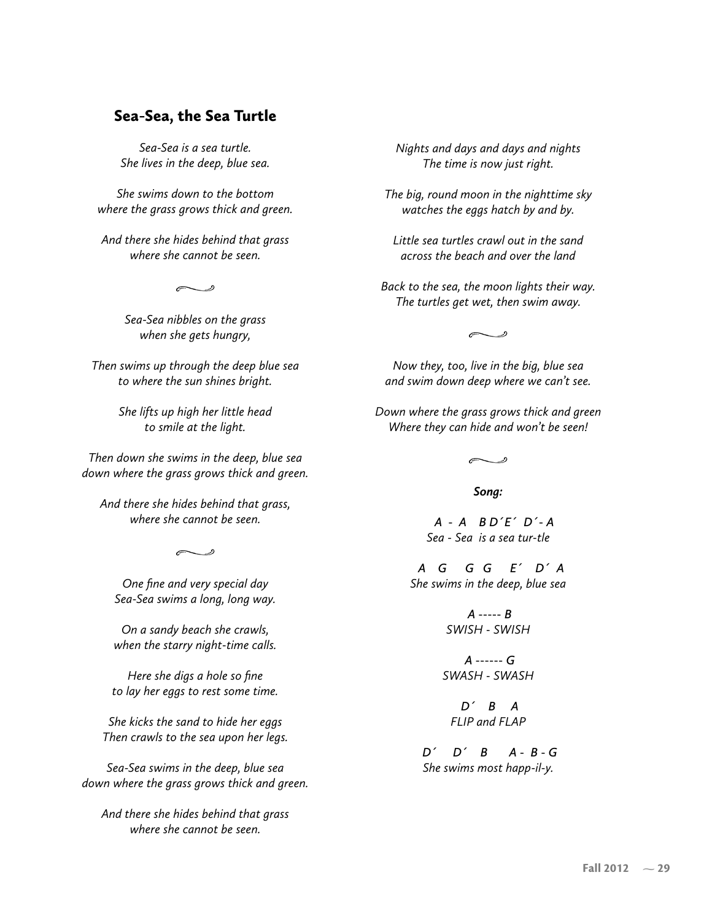## Sea-Sea, the Sea Turtle

*Sea-Sea is a sea turtle.*
*She lives in the deep, blue sea.*

*She swims down to the bottom*
*where the grass grows thick and green.*

*And there she hides behind that grass*
*where she cannot be seen.*

*Sea-Sea nibbles on the grass*
*when she gets hungry,*

*Then swims up through the deep blue sea*
*to where the sun shines bright.*

*She lifts up high her little head*
*to smile at the light.*

*Then down she swims in the deep, blue sea*
*down where the grass grows thick and green.*

*And there she hides behind that grass,*
*where she cannot be seen.*

*One fine and very special day*
*Sea-Sea swims a long, long way.*

*On a sandy beach she crawls,*
*when the starry night-time calls.*

*Here she digs a hole so fine*
*to lay her eggs to rest some time.*

*She kicks the sand to hide her eggs*
*Then crawls to the sea upon her legs.*

*Sea-Sea swims in the deep, blue sea*
*down where the grass grows thick and green.*

*And there she hides behind that grass*
*where she cannot be seen.*

*Nights and days and days and nights*
*The time is now just right.*

*The big, round moon in the nighttime sky*
*watches the eggs hatch by and by.*

*Little sea turtles crawl out in the sand*
*across the beach and over the land*

*Back to the sea, the moon lights their way.*
*The turtles get wet, then swim away.*

*Now they, too, live in the big, blue sea*
*and swim down deep where we can't see.*

*Down where the grass grows thick and green*
*Where they can hide and won't be seen!*

***Song:***

*A - A B D´E´ D´- A*
*Sea - Sea is a sea tur-tle*

*A G G G E´ D´ A*
*She swims in the deep, blue sea*

*A ----- B*
*SWISH - SWISH*

*A ------ G*
*SWASH - SWASH*

*D´ B A*
*FLIP and FLAP*

*D´ D´ B A - B - G*
*She swims most happ-il-y.*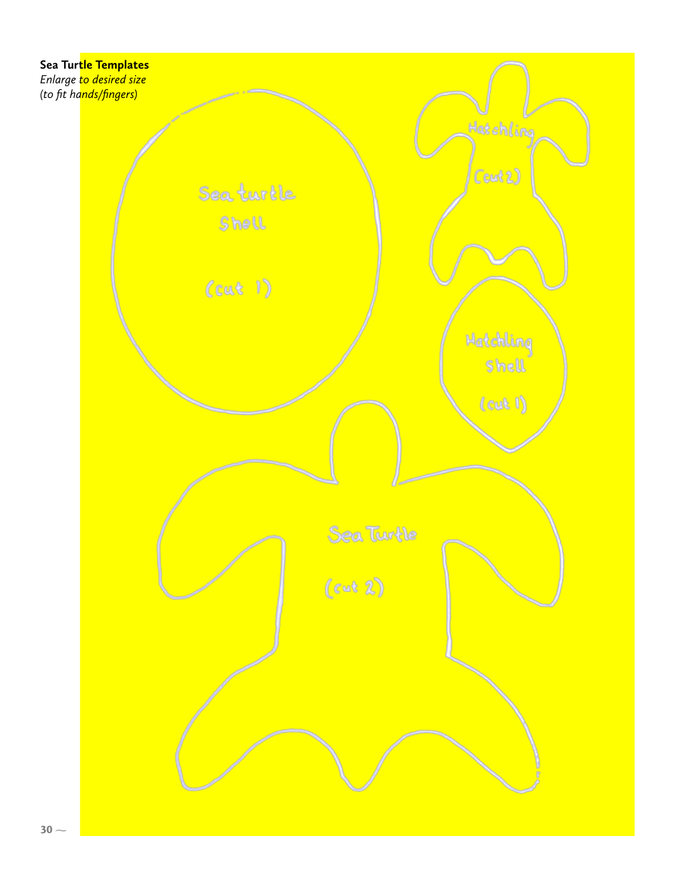**Sea Turtle Templates**

*Enlarge to desired size*
*(to fit hands/fingers)*

Sea turtle Shell

(cut 1)

Hatchling

(cut 2)

Hatchling Shell

(cut 1)

Sea Turtle

(cut 2)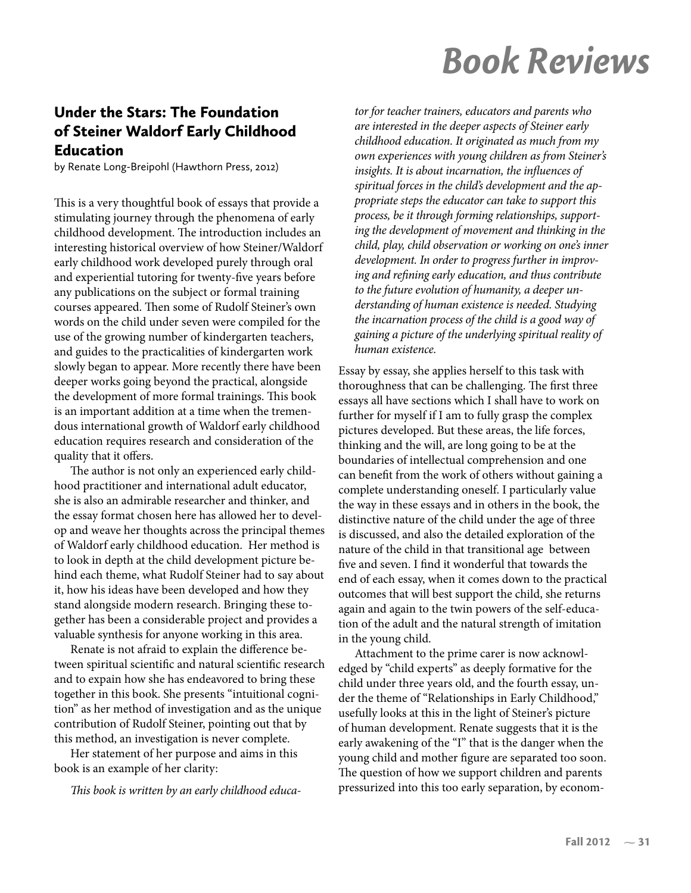# Book Reviews

## Under the Stars: The Foundation of Steiner Waldorf Early Childhood Education

by Renate Long-Breipohl (Hawthorn Press, 2012)

This is a very thoughtful book of essays that provide a stimulating journey through the phenomena of early childhood development. The introduction includes an interesting historical overview of how Steiner/Waldorf early childhood work developed purely through oral and experiential tutoring for twenty-five years before any publications on the subject or formal training courses appeared. Then some of Rudolf Steiner's own words on the child under seven were compiled for the use of the growing number of kindergarten teachers, and guides to the practicalities of kindergarten work slowly began to appear. More recently there have been deeper works going beyond the practical, alongside the development of more formal trainings. This book is an important addition at a time when the tremendous international growth of Waldorf early childhood education requires research and consideration of the quality that it offers.

The author is not only an experienced early childhood practitioner and international adult educator, she is also an admirable researcher and thinker, and the essay format chosen here has allowed her to develop and weave her thoughts across the principal themes of Waldorf early childhood education. Her method is to look in depth at the child development picture behind each theme, what Rudolf Steiner had to say about it, how his ideas have been developed and how they stand alongside modern research. Bringing these together has been a considerable project and provides a valuable synthesis for anyone working in this area.

Renate is not afraid to explain the difference between spiritual scientific and natural scientific research and to expain how she has endeavored to bring these together in this book. She presents "intuitional cognition" as her method of investigation and as the unique contribution of Rudolf Steiner, pointing out that by this method, an investigation is never complete.

Her statement of her purpose and aims in this book is an example of her clarity:

*This book is written by an early childhood educator for teacher trainers, educators and parents who are interested in the deeper aspects of Steiner early childhood education. It originated as much from my own experiences with young children as from Steiner's insights. It is about incarnation, the influences of spiritual forces in the child's development and the appropriate steps the educator can take to support this process, be it through forming relationships, supporting the development of movement and thinking in the child, play, child observation or working on one's inner development. In order to progress further in improving and refining early education, and thus contribute to the future evolution of humanity, a deeper understanding of human existence is needed. Studying the incarnation process of the child is a good way of gaining a picture of the underlying spiritual reality of human existence.*

Essay by essay, she applies herself to this task with thoroughness that can be challenging. The first three essays all have sections which I shall have to work on further for myself if I am to fully grasp the complex pictures developed. But these areas, the life forces, thinking and the will, are long going to be at the boundaries of intellectual comprehension and one can benefit from the work of others without gaining a complete understanding oneself. I particularly value the way in these essays and in others in the book, the distinctive nature of the child under the age of three is discussed, and also the detailed exploration of the nature of the child in that transitional age between five and seven. I find it wonderful that towards the end of each essay, when it comes down to the practical outcomes that will best support the child, she returns again and again to the twin powers of the self-education of the adult and the natural strength of imitation in the young child.

Attachment to the prime carer is now acknowledged by "child experts" as deeply formative for the child under three years old, and the fourth essay, under the theme of "Relationships in Early Childhood," usefully looks at this in the light of Steiner's picture of human development. Renate suggests that it is the early awakening of the "I" that is the danger when the young child and mother figure are separated too soon. The question of how we support children and parents pressurized into this too early separation, by econom-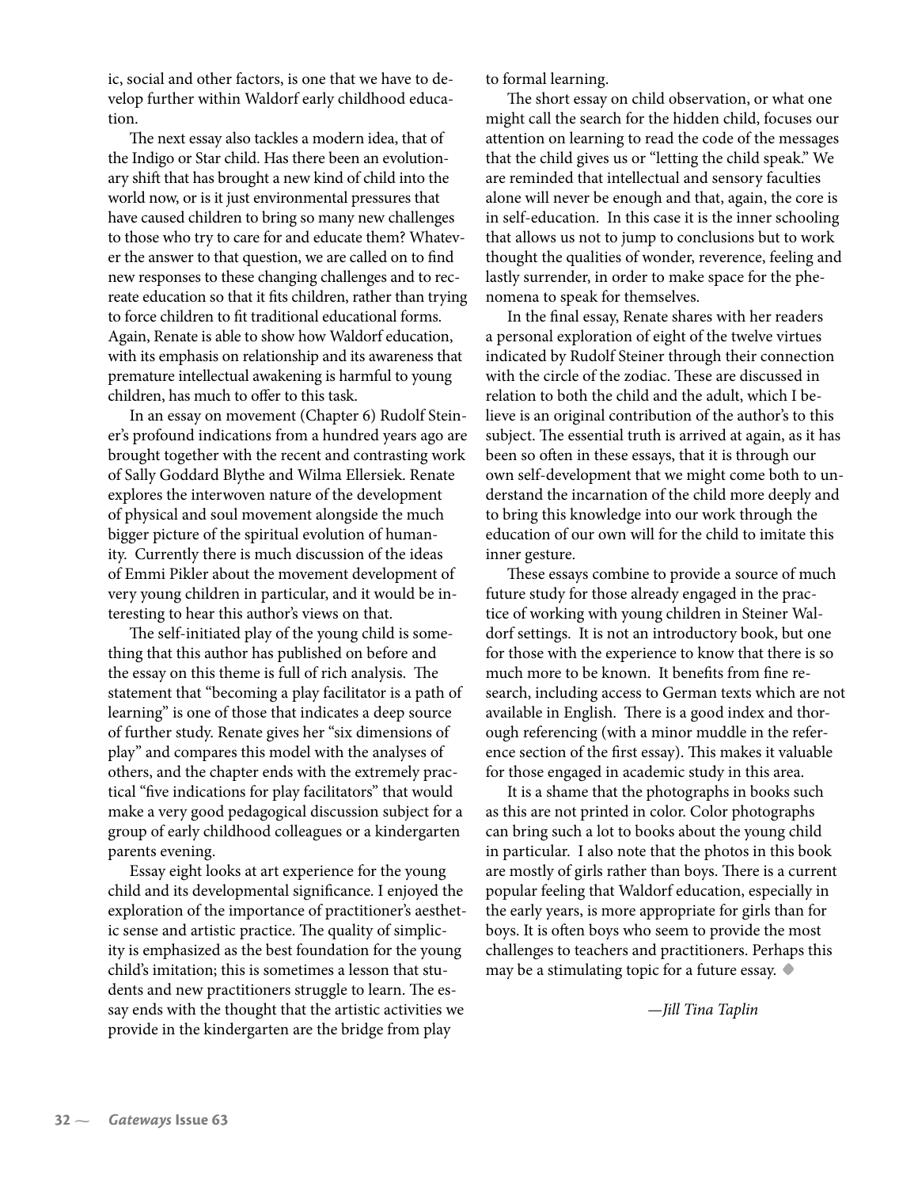ic, social and other factors, is one that we have to develop further within Waldorf early childhood education.

The next essay also tackles a modern idea, that of the Indigo or Star child. Has there been an evolutionary shift that has brought a new kind of child into the world now, or is it just environmental pressures that have caused children to bring so many new challenges to those who try to care for and educate them? Whatever the answer to that question, we are called on to find new responses to these changing challenges and to recreate education so that it fits children, rather than trying to force children to fit traditional educational forms. Again, Renate is able to show how Waldorf education, with its emphasis on relationship and its awareness that premature intellectual awakening is harmful to young children, has much to offer to this task.

In an essay on movement (Chapter 6) Rudolf Steiner's profound indications from a hundred years ago are brought together with the recent and contrasting work of Sally Goddard Blythe and Wilma Ellersiek. Renate explores the interwoven nature of the development of physical and soul movement alongside the much bigger picture of the spiritual evolution of humanity. Currently there is much discussion of the ideas of Emmi Pikler about the movement development of very young children in particular, and it would be interesting to hear this author's views on that.

The self-initiated play of the young child is something that this author has published on before and the essay on this theme is full of rich analysis. The statement that "becoming a play facilitator is a path of learning" is one of those that indicates a deep source of further study. Renate gives her "six dimensions of play" and compares this model with the analyses of others, and the chapter ends with the extremely practical "five indications for play facilitators" that would make a very good pedagogical discussion subject for a group of early childhood colleagues or a kindergarten parents evening.

Essay eight looks at art experience for the young child and its developmental significance. I enjoyed the exploration of the importance of practitioner's aesthetic sense and artistic practice. The quality of simplicity is emphasized as the best foundation for the young child's imitation; this is sometimes a lesson that students and new practitioners struggle to learn. The essay ends with the thought that the artistic activities we provide in the kindergarten are the bridge from play to formal learning.

The short essay on child observation, or what one might call the search for the hidden child, focuses our attention on learning to read the code of the messages that the child gives us or "letting the child speak." We are reminded that intellectual and sensory faculties alone will never be enough and that, again, the core is in self-education. In this case it is the inner schooling that allows us not to jump to conclusions but to work thought the qualities of wonder, reverence, feeling and lastly surrender, in order to make space for the phenomena to speak for themselves.

In the final essay, Renate shares with her readers a personal exploration of eight of the twelve virtues indicated by Rudolf Steiner through their connection with the circle of the zodiac. These are discussed in relation to both the child and the adult, which I believe is an original contribution of the author's to this subject. The essential truth is arrived at again, as it has been so often in these essays, that it is through our own self-development that we might come both to understand the incarnation of the child more deeply and to bring this knowledge into our work through the education of our own will for the child to imitate this inner gesture.

These essays combine to provide a source of much future study for those already engaged in the practice of working with young children in Steiner Waldorf settings. It is not an introductory book, but one for those with the experience to know that there is so much more to be known. It benefits from fine research, including access to German texts which are not available in English. There is a good index and thorough referencing (with a minor muddle in the reference section of the first essay). This makes it valuable for those engaged in academic study in this area.

It is a shame that the photographs in books such as this are not printed in color. Color photographs can bring such a lot to books about the young child in particular. I also note that the photos in this book are mostly of girls rather than boys. There is a current popular feeling that Waldorf education, especially in the early years, is more appropriate for girls than for boys. It is often boys who seem to provide the most challenges to teachers and practitioners. Perhaps this may be a stimulating topic for a future essay. ◆

*—Jill Tina Taplin*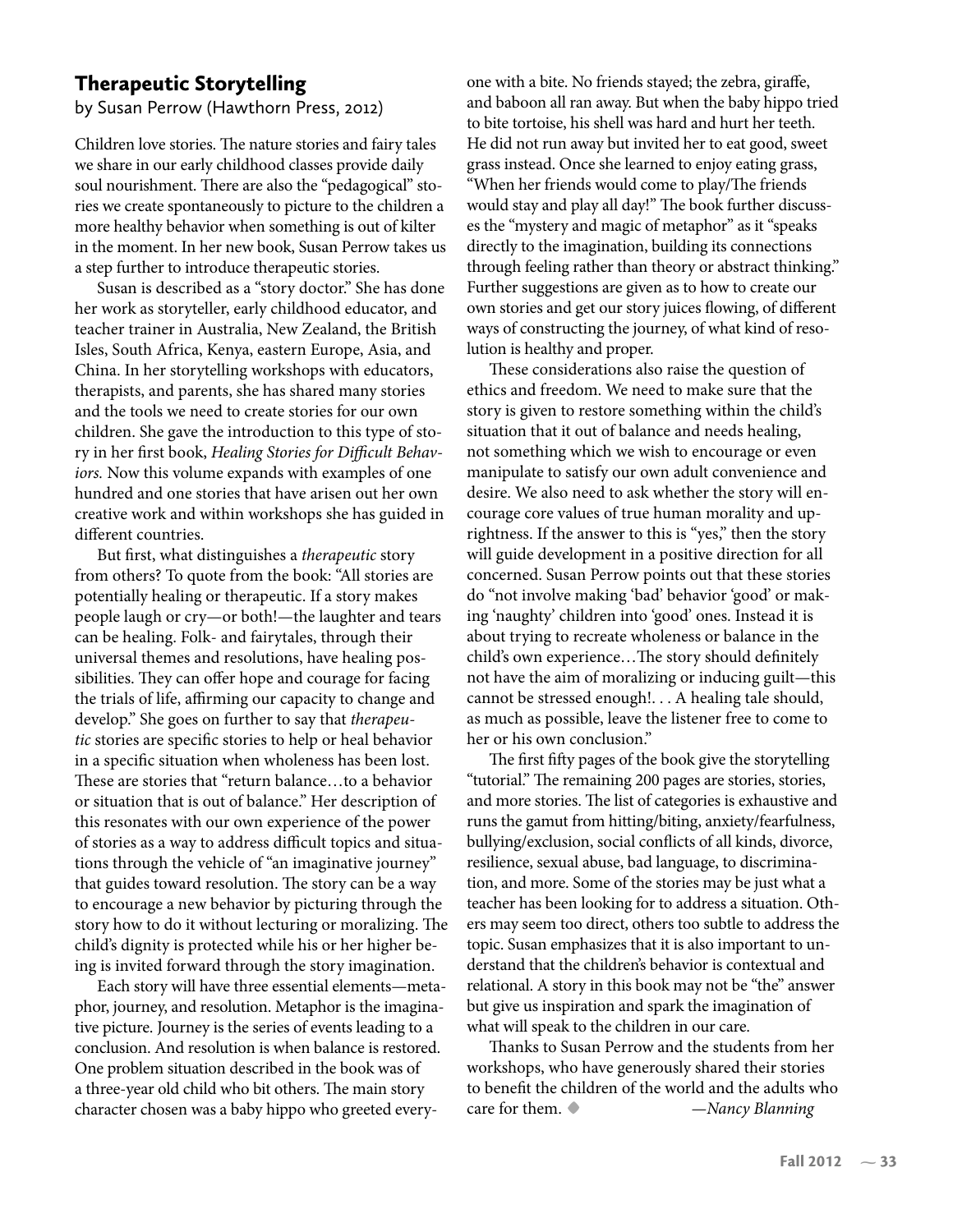## Therapeutic Storytelling

by Susan Perrow (Hawthorn Press, 2012)

Children love stories. The nature stories and fairy tales we share in our early childhood classes provide daily soul nourishment. There are also the "pedagogical" stories we create spontaneously to picture to the children a more healthy behavior when something is out of kilter in the moment. In her new book, Susan Perrow takes us a step further to introduce therapeutic stories.

Susan is described as a "story doctor." She has done her work as storyteller, early childhood educator, and teacher trainer in Australia, New Zealand, the British Isles, South Africa, Kenya, eastern Europe, Asia, and China. In her storytelling workshops with educators, therapists, and parents, she has shared many stories and the tools we need to create stories for our own children. She gave the introduction to this type of story in her first book, *Healing Stories for Difficult Behaviors.* Now this volume expands with examples of one hundred and one stories that have arisen out her own creative work and within workshops she has guided in different countries.

But first, what distinguishes a *therapeutic* story from others? To quote from the book: "All stories are potentially healing or therapeutic. If a story makes people laugh or cry—or both!—the laughter and tears can be healing. Folk- and fairytales, through their universal themes and resolutions, have healing possibilities. They can offer hope and courage for facing the trials of life, affirming our capacity to change and develop." She goes on further to say that *therapeutic* stories are specific stories to help or heal behavior in a specific situation when wholeness has been lost. These are stories that "return balance…to a behavior or situation that is out of balance." Her description of this resonates with our own experience of the power of stories as a way to address difficult topics and situations through the vehicle of "an imaginative journey" that guides toward resolution. The story can be a way to encourage a new behavior by picturing through the story how to do it without lecturing or moralizing. The child's dignity is protected while his or her higher being is invited forward through the story imagination.

Each story will have three essential elements—metaphor, journey, and resolution. Metaphor is the imaginative picture. Journey is the series of events leading to a conclusion. And resolution is when balance is restored. One problem situation described in the book was of a three-year old child who bit others. The main story character chosen was a baby hippo who greeted everyone with a bite. No friends stayed; the zebra, giraffe, and baboon all ran away. But when the baby hippo tried to bite tortoise, his shell was hard and hurt her teeth. He did not run away but invited her to eat good, sweet grass instead. Once she learned to enjoy eating grass, "When her friends would come to play/The friends would stay and play all day!" The book further discusses the "mystery and magic of metaphor" as it "speaks directly to the imagination, building its connections through feeling rather than theory or abstract thinking." Further suggestions are given as to how to create our own stories and get our story juices flowing, of different ways of constructing the journey, of what kind of resolution is healthy and proper.

These considerations also raise the question of ethics and freedom. We need to make sure that the story is given to restore something within the child's situation that it out of balance and needs healing, not something which we wish to encourage or even manipulate to satisfy our own adult convenience and desire. We also need to ask whether the story will encourage core values of true human morality and uprightness. If the answer to this is "yes," then the story will guide development in a positive direction for all concerned. Susan Perrow points out that these stories do "not involve making 'bad' behavior 'good' or making 'naughty' children into 'good' ones. Instead it is about trying to recreate wholeness or balance in the child's own experience…The story should definitely not have the aim of moralizing or inducing guilt—this cannot be stressed enough!. . . A healing tale should, as much as possible, leave the listener free to come to her or his own conclusion."

The first fifty pages of the book give the storytelling "tutorial." The remaining 200 pages are stories, stories, and more stories. The list of categories is exhaustive and runs the gamut from hitting/biting, anxiety/fearfulness, bullying/exclusion, social conflicts of all kinds, divorce, resilience, sexual abuse, bad language, to discrimination, and more. Some of the stories may be just what a teacher has been looking for to address a situation. Others may seem too direct, others too subtle to address the topic. Susan emphasizes that it is also important to understand that the children's behavior is contextual and relational. A story in this book may not be "the" answer but give us inspiration and spark the imagination of what will speak to the children in our care.

Thanks to Susan Perrow and the students from her workshops, who have generously shared their stories to benefit the children of the world and the adults who care for them. ◆ —*Nancy Blanning*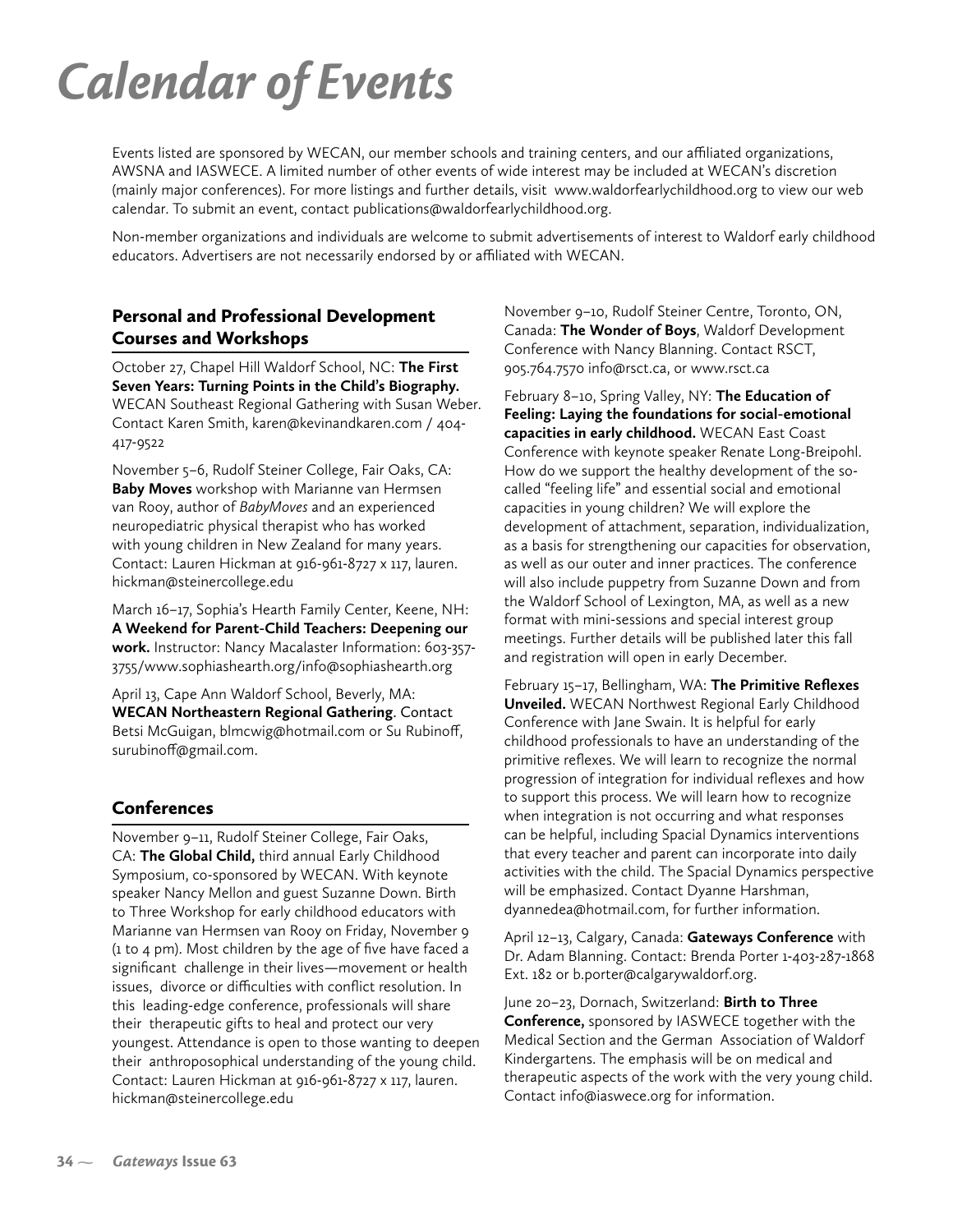# *Calendar of Events*

Events listed are sponsored by WECAN, our member schools and training centers, and our affiliated organizations, AWSNA and IASWECE. A limited number of other events of wide interest may be included at WECAN's discretion (mainly major conferences). For more listings and further details, visit www.waldorfearlychildhood.org to view our web calendar. To submit an event, contact publications@waldorfearlychildhood.org.

Non-member organizations and individuals are welcome to submit advertisements of interest to Waldorf early childhood educators. Advertisers are not necessarily endorsed by or affiliated with WECAN.

## Personal and Professional Development Courses and Workshops

October 27, Chapel Hill Waldorf School, NC: **The First Seven Years: Turning Points in the Child's Biography.** WECAN Southeast Regional Gathering with Susan Weber. Contact Karen Smith, karen@kevinandkaren.com / 404-417-9522

November 5–6, Rudolf Steiner College, Fair Oaks, CA: **Baby Moves** workshop with Marianne van Hermsen van Rooy, author of *BabyMoves* and an experienced neuropediatric physical therapist who has worked with young children in New Zealand for many years. Contact: Lauren Hickman at 916-961-8727 x 117, lauren.hickman@steinercollege.edu

March 16–17, Sophia's Hearth Family Center, Keene, NH: **A Weekend for Parent-Child Teachers: Deepening our work.** Instructor: Nancy Macalaster Information: 603-357-3755/www.sophiashearth.org/info@sophiashearth.org

April 13, Cape Ann Waldorf School, Beverly, MA: **WECAN Northeastern Regional Gathering**. Contact Betsi McGuigan, blmcwig@hotmail.com or Su Rubinoff, surubinoff@gmail.com.

## Conferences

November 9–11, Rudolf Steiner College, Fair Oaks, CA: **The Global Child,** third annual Early Childhood Symposium, co-sponsored by WECAN. With keynote speaker Nancy Mellon and guest Suzanne Down. Birth to Three Workshop for early childhood educators with Marianne van Hermsen van Rooy on Friday, November 9 (1 to 4 pm). Most children by the age of five have faced a significant challenge in their lives—movement or health issues, divorce or difficulties with conflict resolution. In this leading-edge conference, professionals will share their therapeutic gifts to heal and protect our very youngest. Attendance is open to those wanting to deepen their anthroposophical understanding of the young child. Contact: Lauren Hickman at 916-961-8727 x 117, lauren.hickman@steinercollege.edu

November 9–10, Rudolf Steiner Centre, Toronto, ON, Canada: **The Wonder of Boys**, Waldorf Development Conference with Nancy Blanning. Contact RSCT, 905.764.7570 info@rsct.ca, or www.rsct.ca

February 8–10, Spring Valley, NY: **The Education of Feeling: Laying the foundations for social-emotional capacities in early childhood.** WECAN East Coast Conference with keynote speaker Renate Long-Breipohl. How do we support the healthy development of the so-called "feeling life" and essential social and emotional capacities in young children? We will explore the development of attachment, separation, individualization, as a basis for strengthening our capacities for observation, as well as our outer and inner practices. The conference will also include puppetry from Suzanne Down and from the Waldorf School of Lexington, MA, as well as a new format with mini-sessions and special interest group meetings. Further details will be published later this fall and registration will open in early December.

February 15–17, Bellingham, WA: **The Primitive Reflexes Unveiled.** WECAN Northwest Regional Early Childhood Conference with Jane Swain. It is helpful for early childhood professionals to have an understanding of the primitive reflexes. We will learn to recognize the normal progression of integration for individual reflexes and how to support this process. We will learn how to recognize when integration is not occurring and what responses can be helpful, including Spacial Dynamics interventions that every teacher and parent can incorporate into daily activities with the child. The Spacial Dynamics perspective will be emphasized. Contact Dyanne Harshman, dyannedea@hotmail.com, for further information.

April 12–13, Calgary, Canada: **Gateways Conference** with Dr. Adam Blanning. Contact: Brenda Porter 1-403-287-1868 Ext. 182 or b.porter@calgarywaldorf.org.

June 20–23, Dornach, Switzerland: **Birth to Three Conference,** sponsored by IASWECE together with the Medical Section and the German Association of Waldorf Kindergartens. The emphasis will be on medical and therapeutic aspects of the work with the very young child. Contact info@iaswece.org for information.